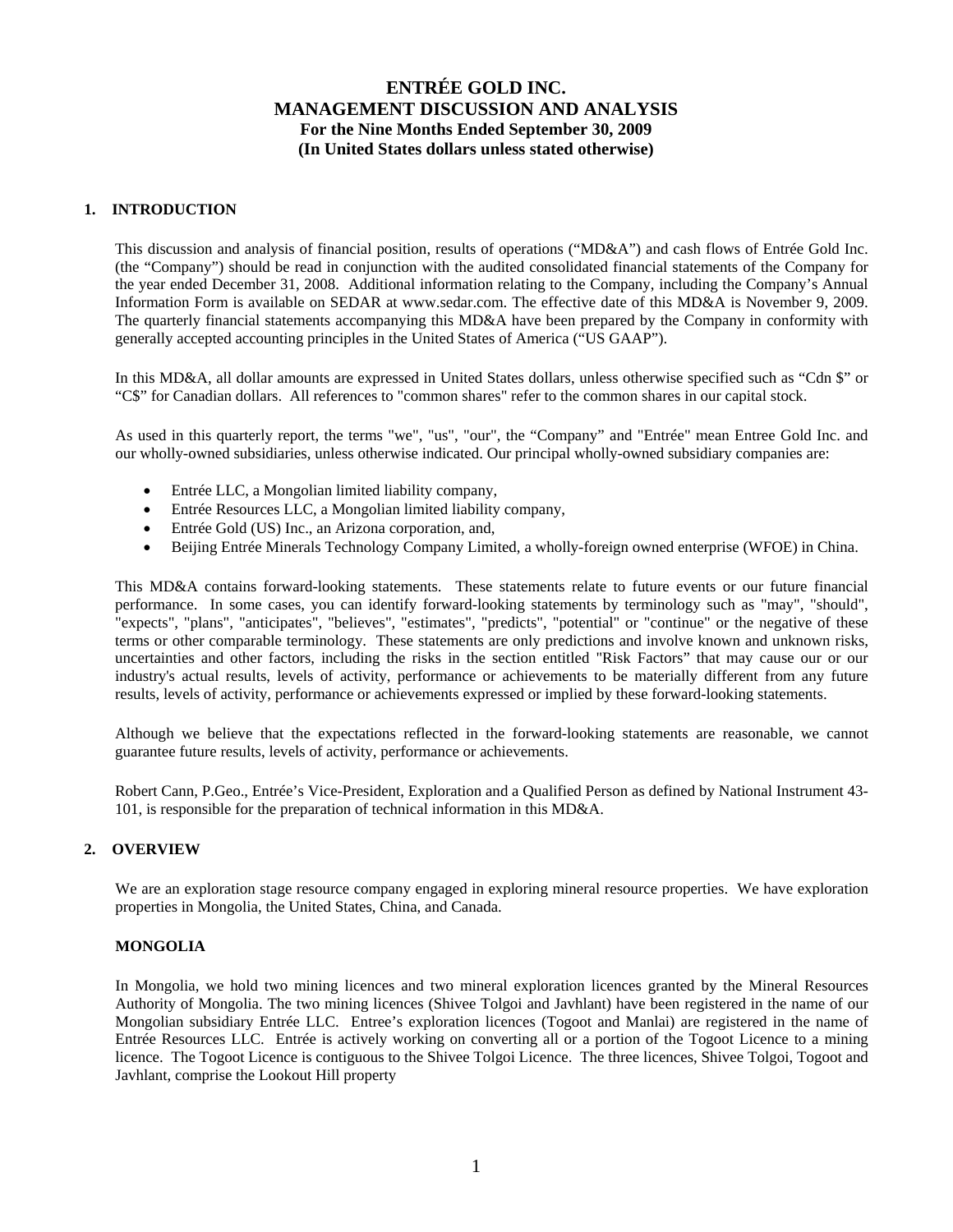# ENTRÉE GOLD INC.
# MANAGEMENT DISCUSSION AND ANALYSIS
### For the Nine Months Ended September 30, 2009
### (In United States dollars unless stated otherwise)

## 1. INTRODUCTION

This discussion and analysis of financial position, results of operations ("MD&A") and cash flows of Entrée Gold Inc. (the "Company") should be read in conjunction with the audited consolidated financial statements of the Company for the year ended December 31, 2008. Additional information relating to the Company, including the Company's Annual Information Form is available on SEDAR at www.sedar.com. The effective date of this MD&A is November 9, 2009. The quarterly financial statements accompanying this MD&A have been prepared by the Company in conformity with generally accepted accounting principles in the United States of America ("US GAAP").

In this MD&A, all dollar amounts are expressed in United States dollars, unless otherwise specified such as "Cdn $" or "C$" for Canadian dollars. All references to "common shares" refer to the common shares in our capital stock.

As used in this quarterly report, the terms "we", "us", "our", the "Company" and "Entrée" mean Entree Gold Inc. and our wholly-owned subsidiaries, unless otherwise indicated. Our principal wholly-owned subsidiary companies are:

- Entrée LLC, a Mongolian limited liability company,
- Entrée Resources LLC, a Mongolian limited liability company,
- Entrée Gold (US) Inc., an Arizona corporation, and,
- Beijing Entrée Minerals Technology Company Limited, a wholly-foreign owned enterprise (WFOE) in China.

This MD&A contains forward-looking statements. These statements relate to future events or our future financial performance. In some cases, you can identify forward-looking statements by terminology such as "may", "should", "expects", "plans", "anticipates", "believes", "estimates", "predicts", "potential" or "continue" or the negative of these terms or other comparable terminology. These statements are only predictions and involve known and unknown risks, uncertainties and other factors, including the risks in the section entitled "Risk Factors" that may cause our or our industry's actual results, levels of activity, performance or achievements to be materially different from any future results, levels of activity, performance or achievements expressed or implied by these forward-looking statements.

Although we believe that the expectations reflected in the forward-looking statements are reasonable, we cannot guarantee future results, levels of activity, performance or achievements.

Robert Cann, P.Geo., Entrée's Vice-President, Exploration and a Qualified Person as defined by National Instrument 43-101, is responsible for the preparation of technical information in this MD&A.

## 2. OVERVIEW

We are an exploration stage resource company engaged in exploring mineral resource properties. We have exploration properties in Mongolia, the United States, China, and Canada.

### MONGOLIA

In Mongolia, we hold two mining licences and two mineral exploration licences granted by the Mineral Resources Authority of Mongolia. The two mining licences (Shivee Tolgoi and Javhlant) have been registered in the name of our Mongolian subsidiary Entrée LLC. Entree's exploration licences (Togoot and Manlai) are registered in the name of Entrée Resources LLC. Entrée is actively working on converting all or a portion of the Togoot Licence to a mining licence. The Togoot Licence is contiguous to the Shivee Tolgoi Licence. The three licences, Shivee Tolgoi, Togoot and Javhlant, comprise the Lookout Hill property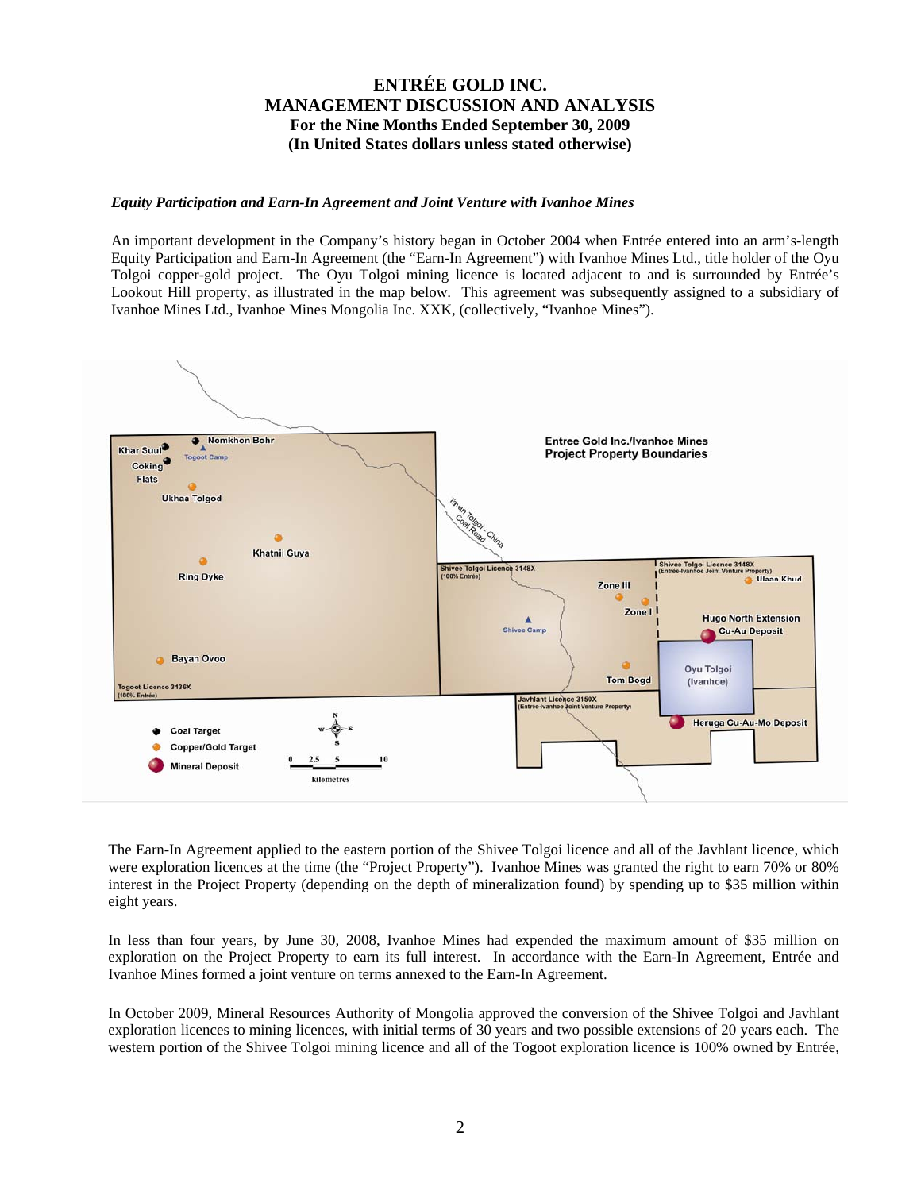# ENTRÉE GOLD INC.
# MANAGEMENT DISCUSSION AND ANALYSIS
## For the Nine Months Ended September 30, 2009
## (In United States dollars unless stated otherwise)

***Equity Participation and Earn-In Agreement and Joint Venture with Ivanhoe Mines***

An important development in the Company's history began in October 2004 when Entrée entered into an arm's-length Equity Participation and Earn-In Agreement (the "Earn-In Agreement") with Ivanhoe Mines Ltd., title holder of the Oyu Tolgoi copper-gold project. The Oyu Tolgoi mining licence is located adjacent to and is surrounded by Entrée's Lookout Hill property, as illustrated in the map below. This agreement was subsequently assigned to a subsidiary of Ivanhoe Mines Ltd., Ivanhoe Mines Mongolia Inc. XXK, (collectively, "Ivanhoe Mines").

The Earn-In Agreement applied to the eastern portion of the Shivee Tolgoi licence and all of the Javhlant licence, which were exploration licences at the time (the "Project Property"). Ivanhoe Mines was granted the right to earn 70% or 80% interest in the Project Property (depending on the depth of mineralization found) by spending up to $35 million within eight years.

In less than four years, by June 30, 2008, Ivanhoe Mines had expended the maximum amount of $35 million on exploration on the Project Property to earn its full interest. In accordance with the Earn-In Agreement, Entrée and Ivanhoe Mines formed a joint venture on terms annexed to the Earn-In Agreement.

In October 2009, Mineral Resources Authority of Mongolia approved the conversion of the Shivee Tolgoi and Javhlant exploration licences to mining licences, with initial terms of 30 years and two possible extensions of 20 years each. The western portion of the Shivee Tolgoi mining licence and all of the Togoot exploration licence is 100% owned by Entrée,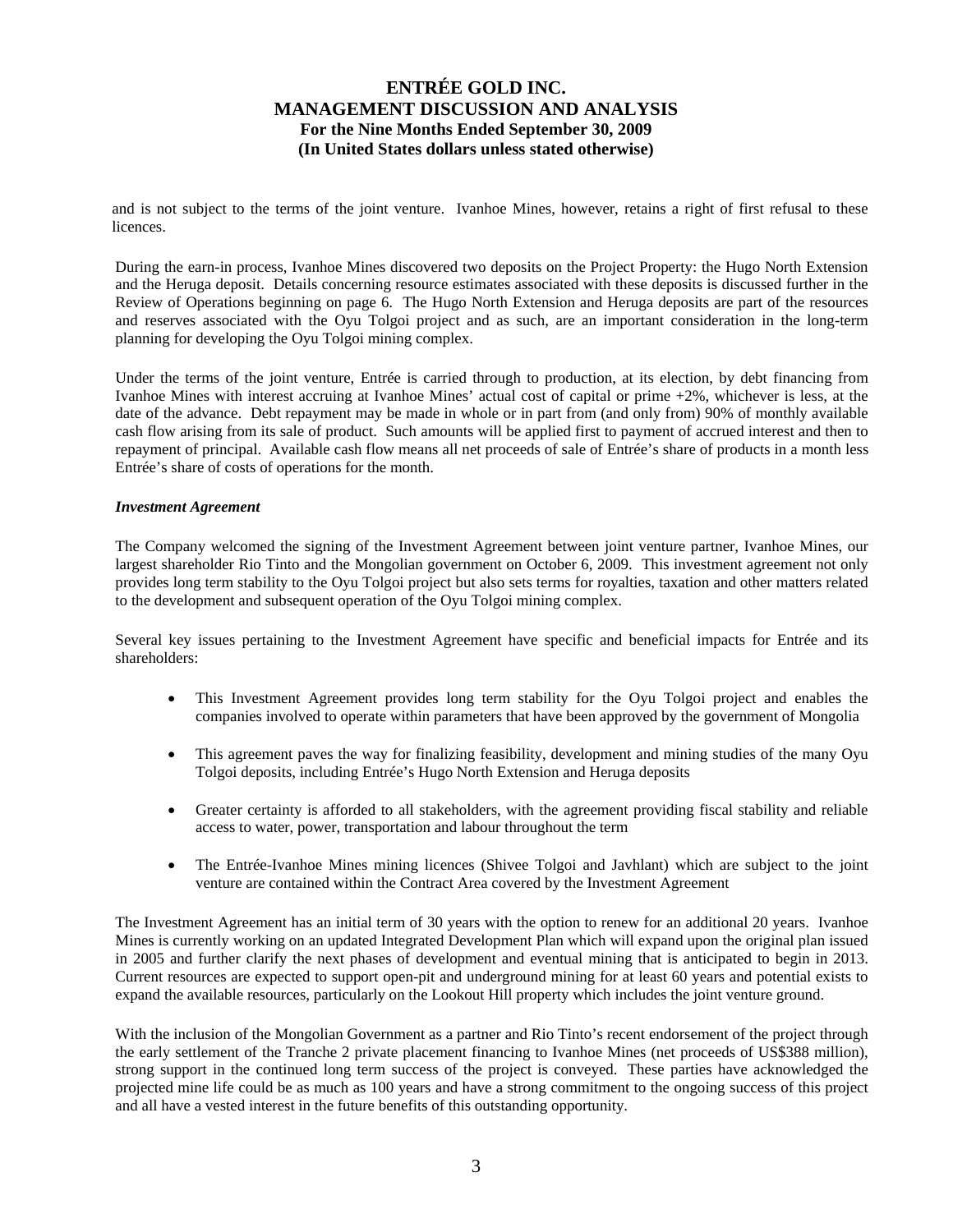and is not subject to the terms of the joint venture. Ivanhoe Mines, however, retains a right of first refusal to these licences.

During the earn-in process, Ivanhoe Mines discovered two deposits on the Project Property: the Hugo North Extension and the Heruga deposit. Details concerning resource estimates associated with these deposits is discussed further in the Review of Operations beginning on page 6. The Hugo North Extension and Heruga deposits are part of the resources and reserves associated with the Oyu Tolgoi project and as such, are an important consideration in the long-term planning for developing the Oyu Tolgoi mining complex.

Under the terms of the joint venture, Entrée is carried through to production, at its election, by debt financing from Ivanhoe Mines with interest accruing at Ivanhoe Mines' actual cost of capital or prime +2%, whichever is less, at the date of the advance. Debt repayment may be made in whole or in part from (and only from) 90% of monthly available cash flow arising from its sale of product. Such amounts will be applied first to payment of accrued interest and then to repayment of principal. Available cash flow means all net proceeds of sale of Entrée's share of products in a month less Entrée's share of costs of operations for the month.

***Investment Agreement***

The Company welcomed the signing of the Investment Agreement between joint venture partner, Ivanhoe Mines, our largest shareholder Rio Tinto and the Mongolian government on October 6, 2009. This investment agreement not only provides long term stability to the Oyu Tolgoi project but also sets terms for royalties, taxation and other matters related to the development and subsequent operation of the Oyu Tolgoi mining complex.

Several key issues pertaining to the Investment Agreement have specific and beneficial impacts for Entrée and its shareholders:

- This Investment Agreement provides long term stability for the Oyu Tolgoi project and enables the companies involved to operate within parameters that have been approved by the government of Mongolia
- This agreement paves the way for finalizing feasibility, development and mining studies of the many Oyu Tolgoi deposits, including Entrée's Hugo North Extension and Heruga deposits
- Greater certainty is afforded to all stakeholders, with the agreement providing fiscal stability and reliable access to water, power, transportation and labour throughout the term
- The Entrée-Ivanhoe Mines mining licences (Shivee Tolgoi and Javhlant) which are subject to the joint venture are contained within the Contract Area covered by the Investment Agreement

The Investment Agreement has an initial term of 30 years with the option to renew for an additional 20 years. Ivanhoe Mines is currently working on an updated Integrated Development Plan which will expand upon the original plan issued in 2005 and further clarify the next phases of development and eventual mining that is anticipated to begin in 2013. Current resources are expected to support open-pit and underground mining for at least 60 years and potential exists to expand the available resources, particularly on the Lookout Hill property which includes the joint venture ground.

With the inclusion of the Mongolian Government as a partner and Rio Tinto's recent endorsement of the project through the early settlement of the Tranche 2 private placement financing to Ivanhoe Mines (net proceeds of US$388 million), strong support in the continued long term success of the project is conveyed. These parties have acknowledged the projected mine life could be as much as 100 years and have a strong commitment to the ongoing success of this project and all have a vested interest in the future benefits of this outstanding opportunity.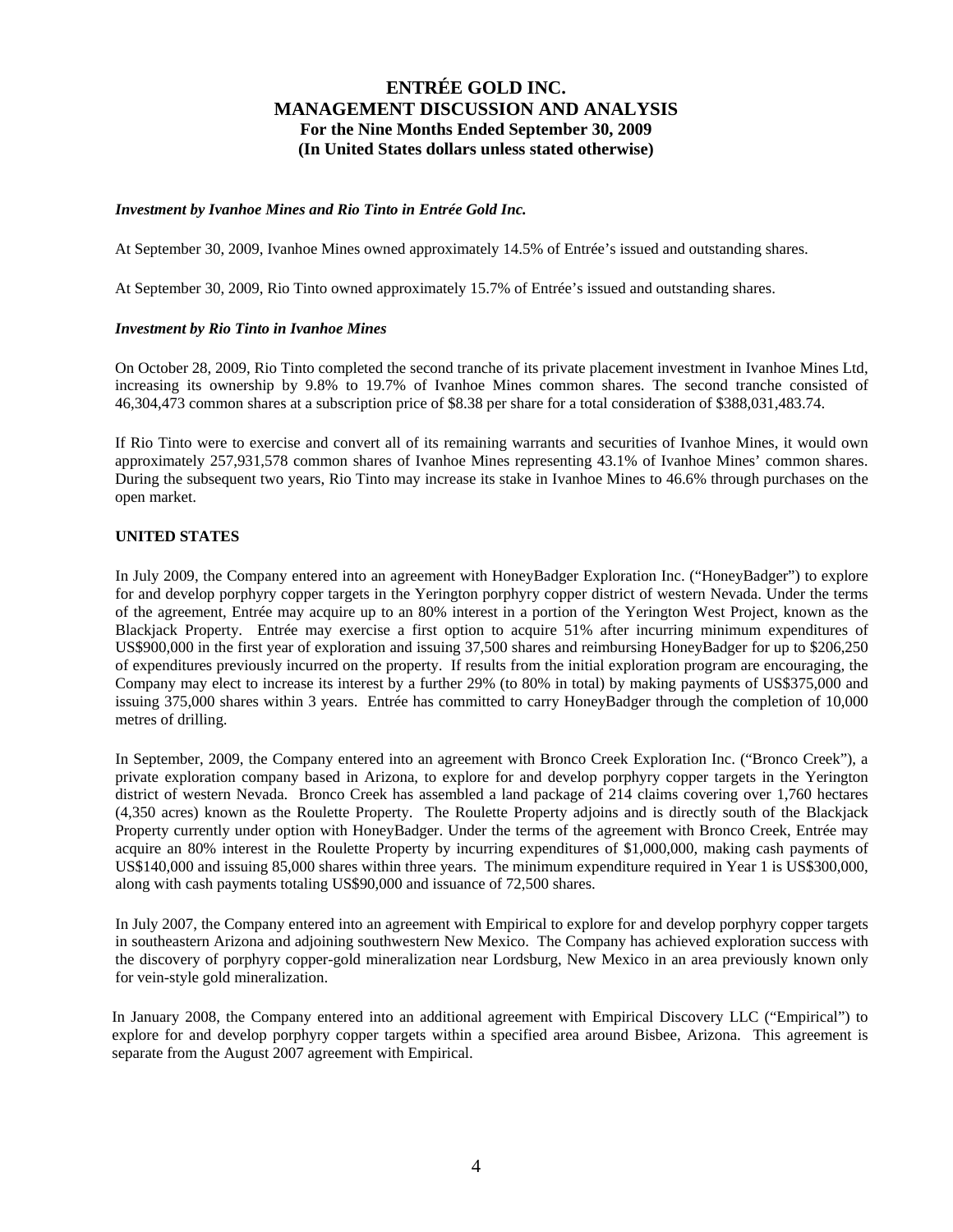*Investment by Ivanhoe Mines and Rio Tinto in Entrée Gold Inc.*

At September 30, 2009, Ivanhoe Mines owned approximately 14.5% of Entrée's issued and outstanding shares.

At September 30, 2009, Rio Tinto owned approximately 15.7% of Entrée's issued and outstanding shares.

*Investment by Rio Tinto in Ivanhoe Mines*

On October 28, 2009, Rio Tinto completed the second tranche of its private placement investment in Ivanhoe Mines Ltd, increasing its ownership by 9.8% to 19.7% of Ivanhoe Mines common shares. The second tranche consisted of 46,304,473 common shares at a subscription price of $8.38 per share for a total consideration of $388,031,483.74.

If Rio Tinto were to exercise and convert all of its remaining warrants and securities of Ivanhoe Mines, it would own approximately 257,931,578 common shares of Ivanhoe Mines representing 43.1% of Ivanhoe Mines' common shares. During the subsequent two years, Rio Tinto may increase its stake in Ivanhoe Mines to 46.6% through purchases on the open market.

**UNITED STATES**

In July 2009, the Company entered into an agreement with HoneyBadger Exploration Inc. ("HoneyBadger") to explore for and develop porphyry copper targets in the Yerington porphyry copper district of western Nevada. Under the terms of the agreement, Entrée may acquire up to an 80% interest in a portion of the Yerington West Project, known as the Blackjack Property. Entrée may exercise a first option to acquire 51% after incurring minimum expenditures of US$900,000 in the first year of exploration and issuing 37,500 shares and reimbursing HoneyBadger for up to $206,250 of expenditures previously incurred on the property. If results from the initial exploration program are encouraging, the Company may elect to increase its interest by a further 29% (to 80% in total) by making payments of US$375,000 and issuing 375,000 shares within 3 years. Entrée has committed to carry HoneyBadger through the completion of 10,000 metres of drilling.

In September, 2009, the Company entered into an agreement with Bronco Creek Exploration Inc. ("Bronco Creek"), a private exploration company based in Arizona, to explore for and develop porphyry copper targets in the Yerington district of western Nevada. Bronco Creek has assembled a land package of 214 claims covering over 1,760 hectares (4,350 acres) known as the Roulette Property. The Roulette Property adjoins and is directly south of the Blackjack Property currently under option with HoneyBadger. Under the terms of the agreement with Bronco Creek, Entrée may acquire an 80% interest in the Roulette Property by incurring expenditures of $1,000,000, making cash payments of US$140,000 and issuing 85,000 shares within three years. The minimum expenditure required in Year 1 is US$300,000, along with cash payments totaling US$90,000 and issuance of 72,500 shares.

In July 2007, the Company entered into an agreement with Empirical to explore for and develop porphyry copper targets in southeastern Arizona and adjoining southwestern New Mexico. The Company has achieved exploration success with the discovery of porphyry copper-gold mineralization near Lordsburg, New Mexico in an area previously known only for vein-style gold mineralization.

In January 2008, the Company entered into an additional agreement with Empirical Discovery LLC ("Empirical") to explore for and develop porphyry copper targets within a specified area around Bisbee, Arizona. This agreement is separate from the August 2007 agreement with Empirical.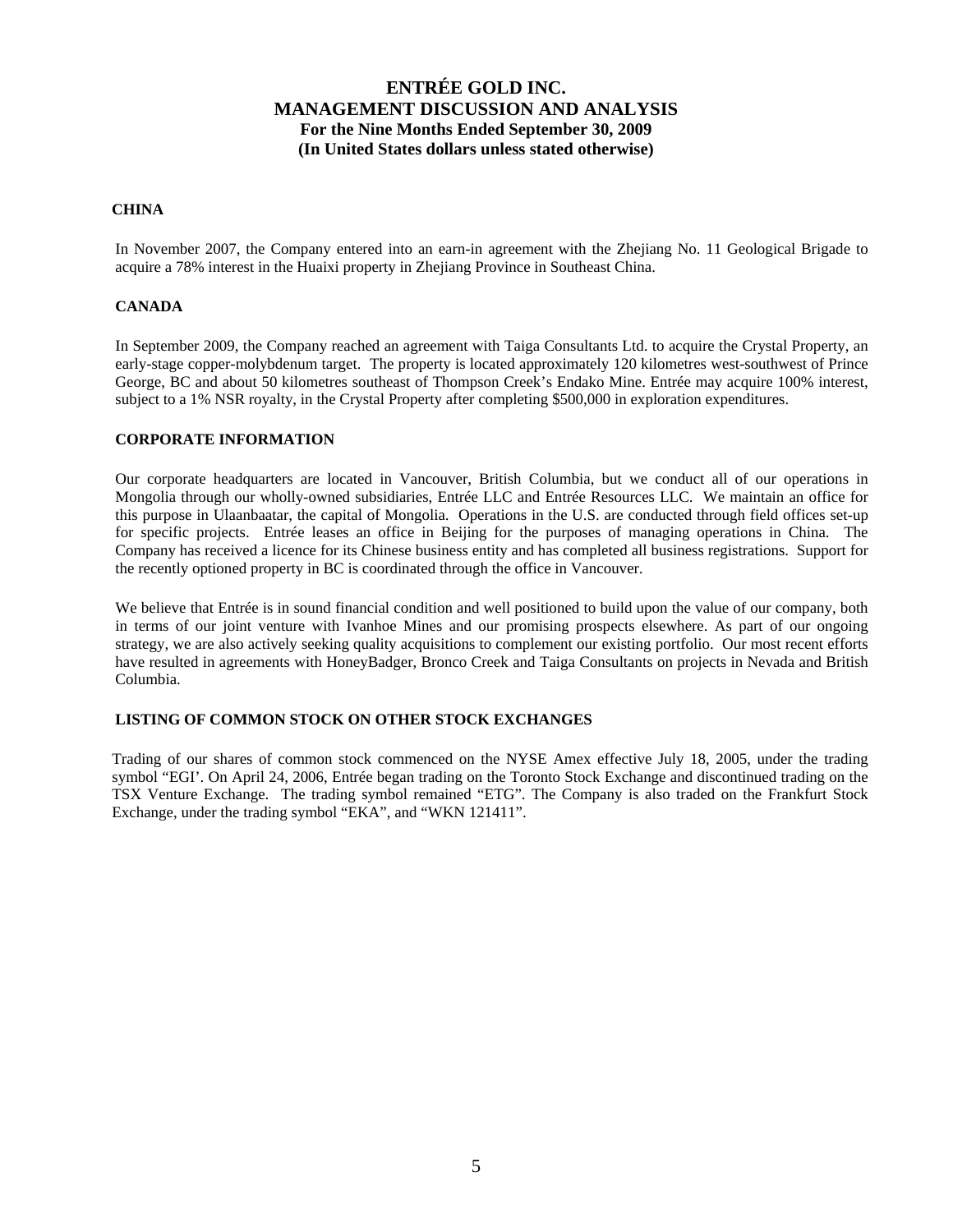## CHINA

In November 2007, the Company entered into an earn-in agreement with the Zhejiang No. 11 Geological Brigade to acquire a 78% interest in the Huaixi property in Zhejiang Province in Southeast China.

## CANADA

In September 2009, the Company reached an agreement with Taiga Consultants Ltd. to acquire the Crystal Property, an early-stage copper-molybdenum target. The property is located approximately 120 kilometres west-southwest of Prince George, BC and about 50 kilometres southeast of Thompson Creek's Endako Mine. Entrée may acquire 100% interest, subject to a 1% NSR royalty, in the Crystal Property after completing $500,000 in exploration expenditures.

## CORPORATE INFORMATION

Our corporate headquarters are located in Vancouver, British Columbia, but we conduct all of our operations in Mongolia through our wholly-owned subsidiaries, Entrée LLC and Entrée Resources LLC. We maintain an office for this purpose in Ulaanbaatar, the capital of Mongolia. Operations in the U.S. are conducted through field offices set-up for specific projects. Entrée leases an office in Beijing for the purposes of managing operations in China. The Company has received a licence for its Chinese business entity and has completed all business registrations. Support for the recently optioned property in BC is coordinated through the office in Vancouver.

We believe that Entrée is in sound financial condition and well positioned to build upon the value of our company, both in terms of our joint venture with Ivanhoe Mines and our promising prospects elsewhere. As part of our ongoing strategy, we are also actively seeking quality acquisitions to complement our existing portfolio. Our most recent efforts have resulted in agreements with HoneyBadger, Bronco Creek and Taiga Consultants on projects in Nevada and British Columbia.

## LISTING OF COMMON STOCK ON OTHER STOCK EXCHANGES

Trading of our shares of common stock commenced on the NYSE Amex effective July 18, 2005, under the trading symbol "EGI'. On April 24, 2006, Entrée began trading on the Toronto Stock Exchange and discontinued trading on the TSX Venture Exchange. The trading symbol remained "ETG". The Company is also traded on the Frankfurt Stock Exchange, under the trading symbol "EKA", and "WKN 121411".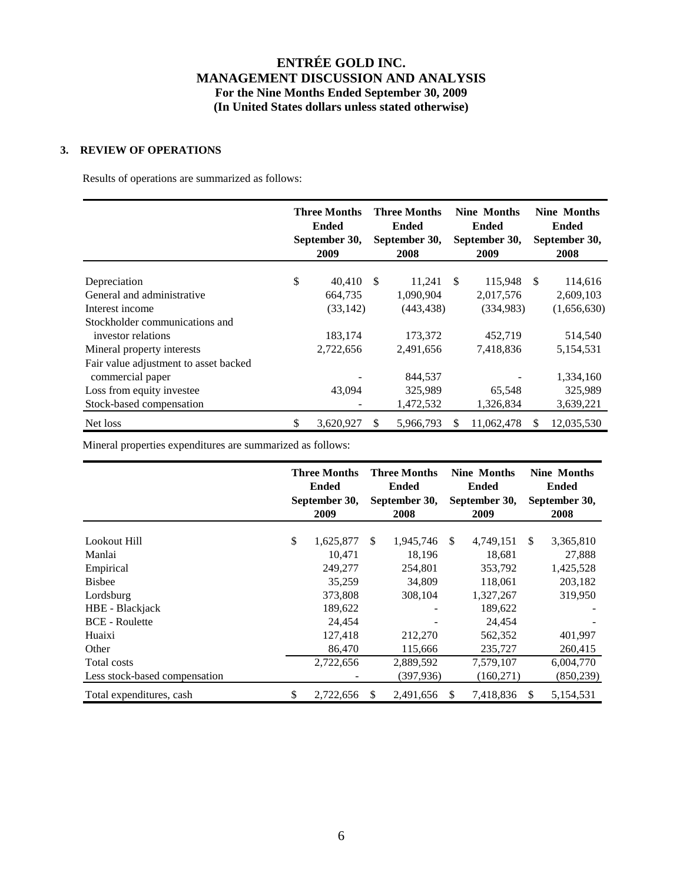# ENTRÉE GOLD INC.
## MANAGEMENT DISCUSSION AND ANALYSIS
### For the Nine Months Ended September 30, 2009
### (In United States dollars unless stated otherwise)

## 3. REVIEW OF OPERATIONS

Results of operations are summarized as follows:

| | Three Months Ended September 30, 2009 | Three Months Ended September 30, 2008 | Nine Months Ended September 30, 2009 | Nine Months Ended September 30, 2008 |
|---|---|---|---|---|
| Depreciation | $ 40,410 | $ 11,241 | $ 115,948 | $ 114,616 |
| General and administrative | 664,735 | 1,090,904 | 2,017,576 | 2,609,103 |
| Interest income | (33,142) | (443,438) | (334,983) | (1,656,630) |
| Stockholder communications and investor relations | 183,174 | 173,372 | 452,719 | 514,540 |
| Mineral property interests | 2,722,656 | 2,491,656 | 7,418,836 | 5,154,531 |
| Fair value adjustment to asset backed commercial paper | - | 844,537 | - | 1,334,160 |
| Loss from equity investee | 43,094 | 325,989 | 65,548 | 325,989 |
| Stock-based compensation | - | 1,472,532 | 1,326,834 | 3,639,221 |
| Net loss | $ 3,620,927 | $ 5,966,793 | $ 11,062,478 | $ 12,035,530 |

Mineral properties expenditures are summarized as follows:

| | Three Months Ended September 30, 2009 | Three Months Ended September 30, 2008 | Nine Months Ended September 30, 2009 | Nine Months Ended September 30, 2008 |
|---|---|---|---|---|
| Lookout Hill | $ 1,625,877 | $ 1,945,746 | $ 4,749,151 | $ 3,365,810 |
| Manlai | 10,471 | 18,196 | 18,681 | 27,888 |
| Empirical | 249,277 | 254,801 | 353,792 | 1,425,528 |
| Bisbee | 35,259 | 34,809 | 118,061 | 203,182 |
| Lordsburg | 373,808 | 308,104 | 1,327,267 | 319,950 |
| HBE - Blackjack | 189,622 | - | 189,622 | - |
| BCE - Roulette | 24,454 | - | 24,454 | - |
| Huaixi | 127,418 | 212,270 | 562,352 | 401,997 |
| Other | 86,470 | 115,666 | 235,727 | 260,415 |
| Total costs | 2,722,656 | 2,889,592 | 7,579,107 | 6,004,770 |
| Less stock-based compensation | - | (397,936) | (160,271) | (850,239) |
| Total expenditures, cash | $ 2,722,656 | $ 2,491,656 | $ 7,418,836 | $ 5,154,531 |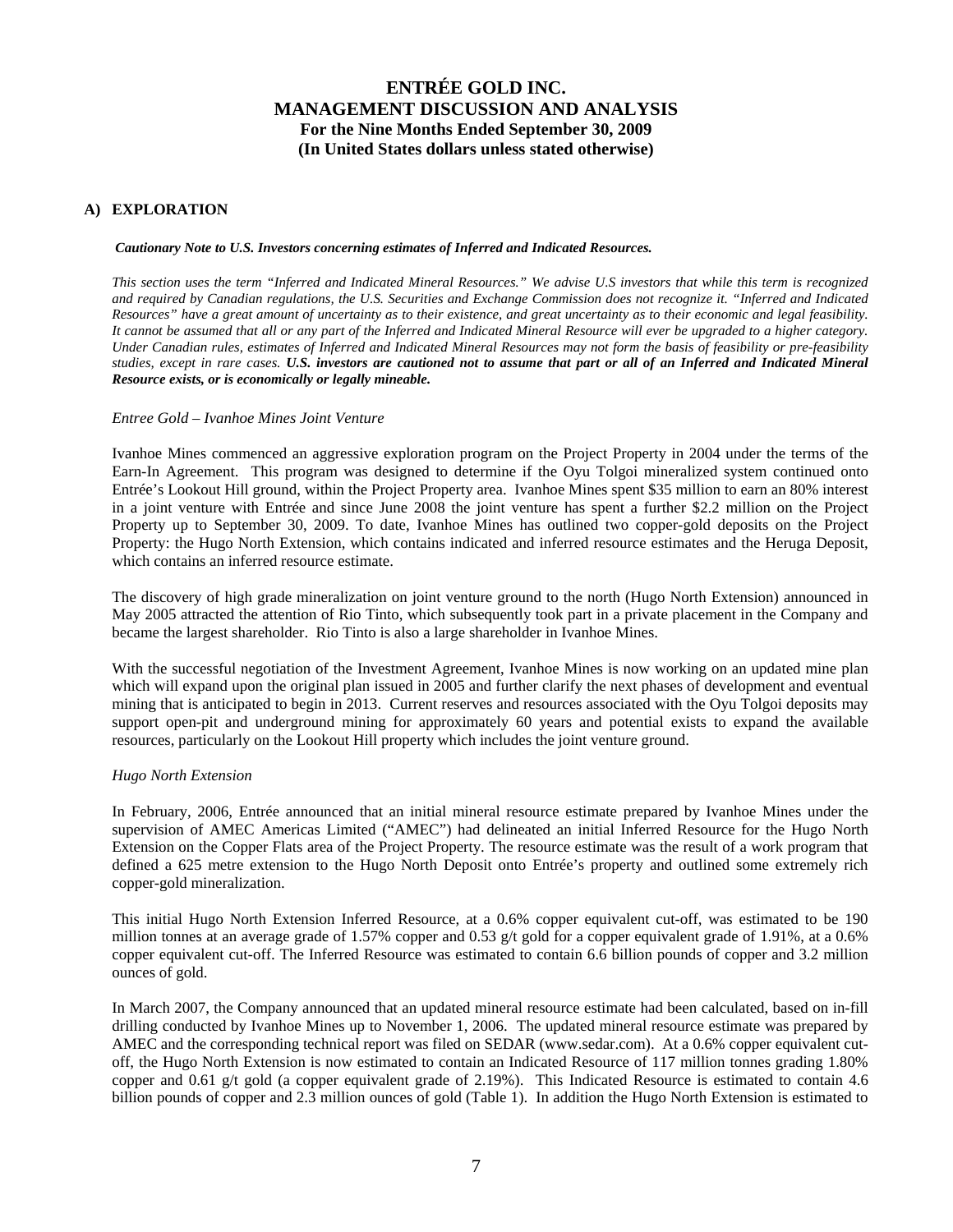## A) EXPLORATION

***Cautionary Note to U.S. Investors concerning estimates of Inferred and Indicated Resources.***

*This section uses the term "Inferred and Indicated Mineral Resources." We advise U.S investors that while this term is recognized and required by Canadian regulations, the U.S. Securities and Exchange Commission does not recognize it. "Inferred and Indicated Resources" have a great amount of uncertainty as to their existence, and great uncertainty as to their economic and legal feasibility. It cannot be assumed that all or any part of the Inferred and Indicated Mineral Resource will ever be upgraded to a higher category. Under Canadian rules, estimates of Inferred and Indicated Mineral Resources may not form the basis of feasibility or pre-feasibility studies, except in rare cases.* ***U.S. investors are cautioned not to assume that part or all of an Inferred and Indicated Mineral Resource exists, or is economically or legally mineable.***

*Entree Gold – Ivanhoe Mines Joint Venture*

Ivanhoe Mines commenced an aggressive exploration program on the Project Property in 2004 under the terms of the Earn-In Agreement. This program was designed to determine if the Oyu Tolgoi mineralized system continued onto Entrée's Lookout Hill ground, within the Project Property area. Ivanhoe Mines spent $35 million to earn an 80% interest in a joint venture with Entrée and since June 2008 the joint venture has spent a further $2.2 million on the Project Property up to September 30, 2009. To date, Ivanhoe Mines has outlined two copper-gold deposits on the Project Property: the Hugo North Extension, which contains indicated and inferred resource estimates and the Heruga Deposit, which contains an inferred resource estimate.

The discovery of high grade mineralization on joint venture ground to the north (Hugo North Extension) announced in May 2005 attracted the attention of Rio Tinto, which subsequently took part in a private placement in the Company and became the largest shareholder. Rio Tinto is also a large shareholder in Ivanhoe Mines.

With the successful negotiation of the Investment Agreement, Ivanhoe Mines is now working on an updated mine plan which will expand upon the original plan issued in 2005 and further clarify the next phases of development and eventual mining that is anticipated to begin in 2013. Current reserves and resources associated with the Oyu Tolgoi deposits may support open-pit and underground mining for approximately 60 years and potential exists to expand the available resources, particularly on the Lookout Hill property which includes the joint venture ground.

*Hugo North Extension*

In February, 2006, Entrée announced that an initial mineral resource estimate prepared by Ivanhoe Mines under the supervision of AMEC Americas Limited ("AMEC") had delineated an initial Inferred Resource for the Hugo North Extension on the Copper Flats area of the Project Property. The resource estimate was the result of a work program that defined a 625 metre extension to the Hugo North Deposit onto Entrée's property and outlined some extremely rich copper-gold mineralization.

This initial Hugo North Extension Inferred Resource, at a 0.6% copper equivalent cut-off, was estimated to be 190 million tonnes at an average grade of 1.57% copper and 0.53 g/t gold for a copper equivalent grade of 1.91%, at a 0.6% copper equivalent cut-off. The Inferred Resource was estimated to contain 6.6 billion pounds of copper and 3.2 million ounces of gold.

In March 2007, the Company announced that an updated mineral resource estimate had been calculated, based on in-fill drilling conducted by Ivanhoe Mines up to November 1, 2006. The updated mineral resource estimate was prepared by AMEC and the corresponding technical report was filed on SEDAR (www.sedar.com). At a 0.6% copper equivalent cut-off, the Hugo North Extension is now estimated to contain an Indicated Resource of 117 million tonnes grading 1.80% copper and 0.61 g/t gold (a copper equivalent grade of 2.19%). This Indicated Resource is estimated to contain 4.6 billion pounds of copper and 2.3 million ounces of gold (Table 1). In addition the Hugo North Extension is estimated to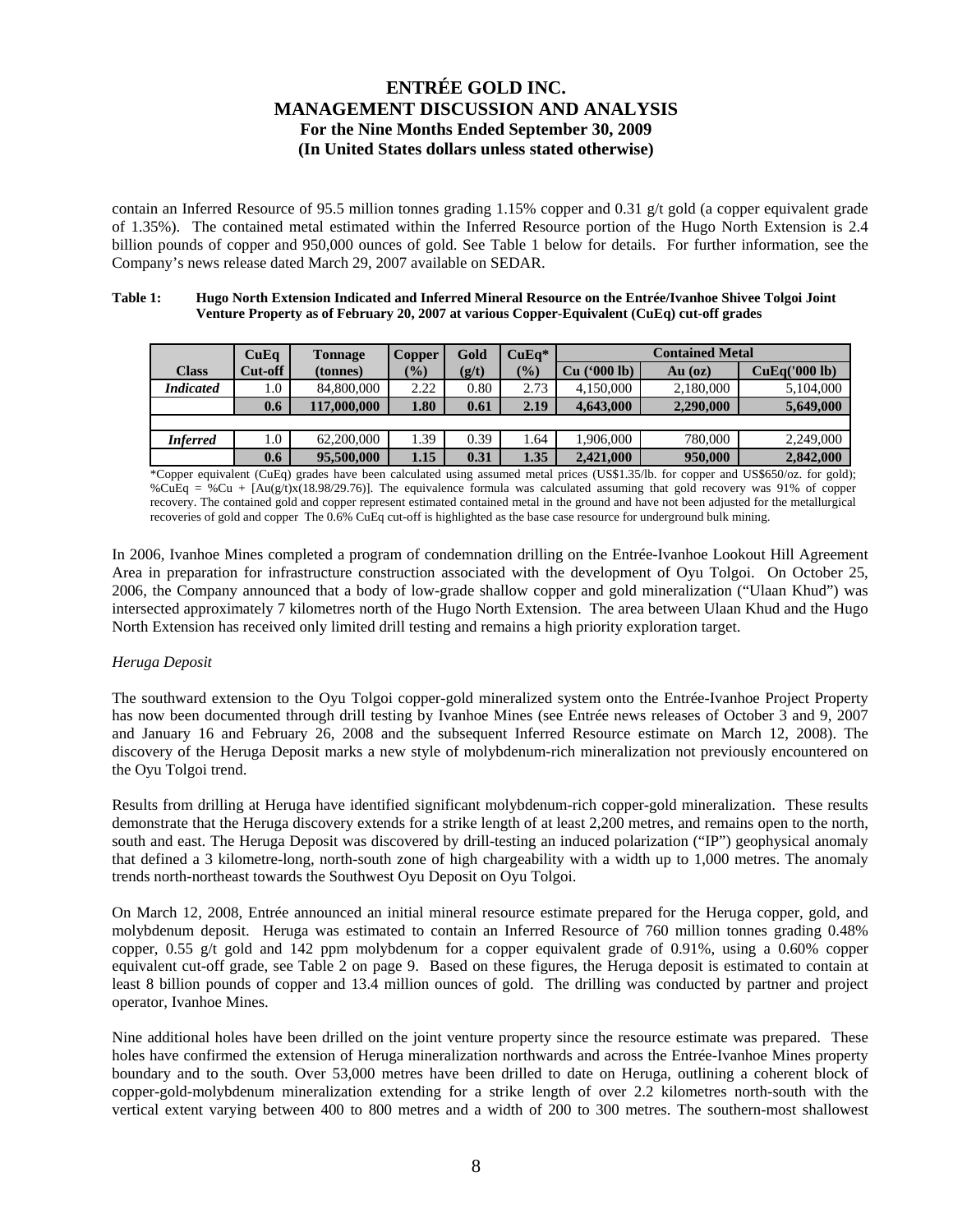contain an Inferred Resource of 95.5 million tonnes grading 1.15% copper and 0.31 g/t gold (a copper equivalent grade of 1.35%). The contained metal estimated within the Inferred Resource portion of the Hugo North Extension is 2.4 billion pounds of copper and 950,000 ounces of gold. See Table 1 below for details. For further information, see the Company's news release dated March 29, 2007 available on SEDAR.

**Table 1: Hugo North Extension Indicated and Inferred Mineral Resource on the Entrée/Ivanhoe Shivee Tolgoi Joint Venture Property as of February 20, 2007 at various Copper-Equivalent (CuEq) cut-off grades**

| Class | CuEq Cut-off | Tonnage (tonnes) | Copper (%) | Gold (g/t) | CuEq* (%) | Contained Metal | | |
|---|---|---|---|---|---|---|---|---|
| | | | | | | Cu ('000 lb) | Au (oz) | CuEq('000 lb) |
| *Indicated* | 1.0 | 84,800,000 | 2.22 | 0.80 | 2.73 | 4,150,000 | 2,180,000 | 5,104,000 |
| | **0.6** | **117,000,000** | **1.80** | **0.61** | **2.19** | **4,643,000** | **2,290,000** | **5,649,000** |
| | | | | | | | | |
| *Inferred* | 1.0 | 62,200,000 | 1.39 | 0.39 | 1.64 | 1,906,000 | 780,000 | 2,249,000 |
| | **0.6** | **95,500,000** | **1.15** | **0.31** | **1.35** | **2,421,000** | **950,000** | **2,842,000** |

*Copper equivalent (CuEq) grades have been calculated using assumed metal prices (US$1.35/lb. for copper and US$650/oz. for gold); %CuEq = %Cu + [Au(g/t)x(18.98/29.76)]. The equivalence formula was calculated assuming that gold recovery was 91% of copper recovery. The contained gold and copper represent estimated contained metal in the ground and have not been adjusted for the metallurgical recoveries of gold and copper The 0.6% CuEq cut-off is highlighted as the base case resource for underground bulk mining.

In 2006, Ivanhoe Mines completed a program of condemnation drilling on the Entrée-Ivanhoe Lookout Hill Agreement Area in preparation for infrastructure construction associated with the development of Oyu Tolgoi. On October 25, 2006, the Company announced that a body of low-grade shallow copper and gold mineralization ("Ulaan Khud") was intersected approximately 7 kilometres north of the Hugo North Extension. The area between Ulaan Khud and the Hugo North Extension has received only limited drill testing and remains a high priority exploration target.

*Heruga Deposit*

The southward extension to the Oyu Tolgoi copper-gold mineralized system onto the Entrée-Ivanhoe Project Property has now been documented through drill testing by Ivanhoe Mines (see Entrée news releases of October 3 and 9, 2007 and January 16 and February 26, 2008 and the subsequent Inferred Resource estimate on March 12, 2008). The discovery of the Heruga Deposit marks a new style of molybdenum-rich mineralization not previously encountered on the Oyu Tolgoi trend.

Results from drilling at Heruga have identified significant molybdenum-rich copper-gold mineralization. These results demonstrate that the Heruga discovery extends for a strike length of at least 2,200 metres, and remains open to the north, south and east. The Heruga Deposit was discovered by drill-testing an induced polarization ("IP") geophysical anomaly that defined a 3 kilometre-long, north-south zone of high chargeability with a width up to 1,000 metres. The anomaly trends north-northeast towards the Southwest Oyu Deposit on Oyu Tolgoi.

On March 12, 2008, Entrée announced an initial mineral resource estimate prepared for the Heruga copper, gold, and molybdenum deposit. Heruga was estimated to contain an Inferred Resource of 760 million tonnes grading 0.48% copper, 0.55 g/t gold and 142 ppm molybdenum for a copper equivalent grade of 0.91%, using a 0.60% copper equivalent cut-off grade, see Table 2 on page 9. Based on these figures, the Heruga deposit is estimated to contain at least 8 billion pounds of copper and 13.4 million ounces of gold. The drilling was conducted by partner and project operator, Ivanhoe Mines.

Nine additional holes have been drilled on the joint venture property since the resource estimate was prepared. These holes have confirmed the extension of Heruga mineralization northwards and across the Entrée-Ivanhoe Mines property boundary and to the south. Over 53,000 metres have been drilled to date on Heruga, outlining a coherent block of copper-gold-molybdenum mineralization extending for a strike length of over 2.2 kilometres north-south with the vertical extent varying between 400 to 800 metres and a width of 200 to 300 metres. The southern-most shallowest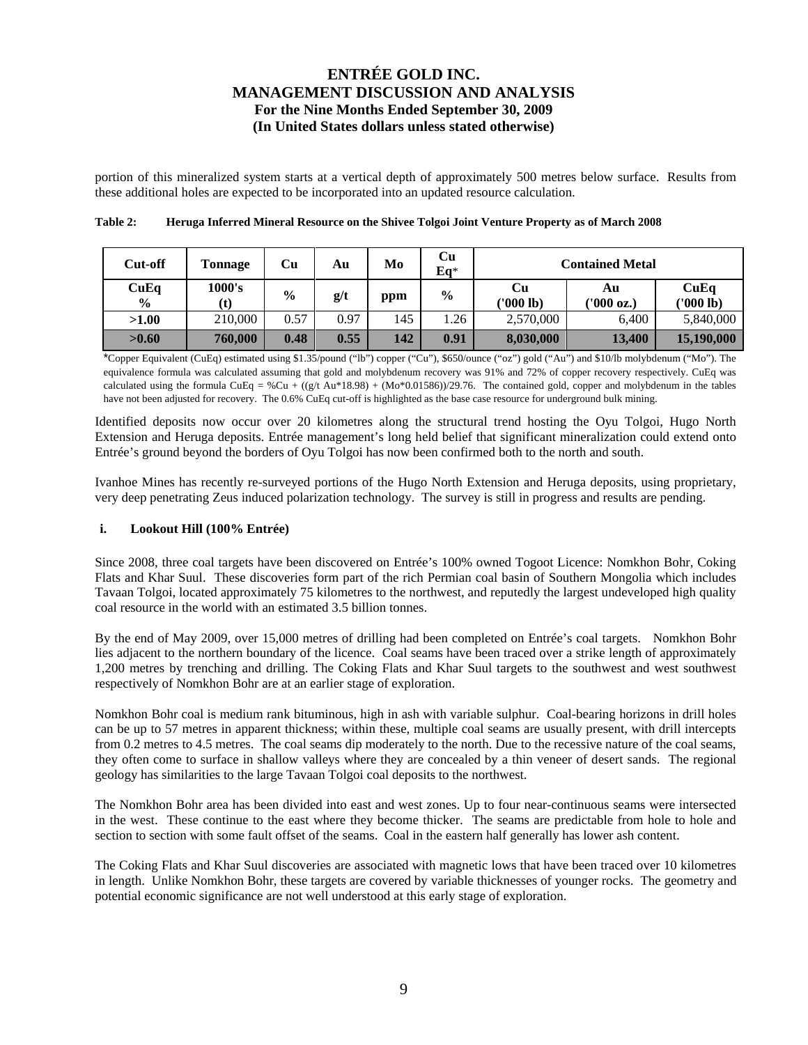portion of this mineralized system starts at a vertical depth of approximately 500 metres below surface. Results from these additional holes are expected to be incorporated into an updated resource calculation.

**Table 2: Heruga Inferred Mineral Resource on the Shivee Tolgoi Joint Venture Property as of March 2008**

| Cut-off | Tonnage | Cu | Au | Mo | Cu Eq* | Contained Metal | | |
|---|---|---|---|---|---|---|---|---|
| CuEq % | 1000's (t) | % | g/t | ppm | % | Cu ('000 lb) | Au ('000 oz.) | CuEq ('000 lb) |
| **>1.00** | 210,000 | 0.57 | 0.97 | 145 | 1.26 | 2,570,000 | 6,400 | 5,840,000 |
| **>0.60** | **760,000** | **0.48** | **0.55** | **142** | **0.91** | **8,030,000** | **13,400** | **15,190,000** |

*Copper Equivalent (CuEq) estimated using $1.35/pound ("lb") copper ("Cu"), $650/ounce ("oz") gold ("Au") and $10/lb molybdenum ("Mo"). The equivalence formula was calculated assuming that gold and molybdenum recovery was 91% and 72% of copper recovery respectively. CuEq was calculated using the formula CuEq = %Cu + ((g/t Au*18.98) + (Mo*0.01586))/29.76. The contained gold, copper and molybdenum in the tables have not been adjusted for recovery. The 0.6% CuEq cut-off is highlighted as the base case resource for underground bulk mining.

Identified deposits now occur over 20 kilometres along the structural trend hosting the Oyu Tolgoi, Hugo North Extension and Heruga deposits. Entrée management's long held belief that significant mineralization could extend onto Entrée's ground beyond the borders of Oyu Tolgoi has now been confirmed both to the north and south.

Ivanhoe Mines has recently re-surveyed portions of the Hugo North Extension and Heruga deposits, using proprietary, very deep penetrating Zeus induced polarization technology. The survey is still in progress and results are pending.

#### i. Lookout Hill (100% Entrée)

Since 2008, three coal targets have been discovered on Entrée's 100% owned Togoot Licence: Nomkhon Bohr, Coking Flats and Khar Suul. These discoveries form part of the rich Permian coal basin of Southern Mongolia which includes Tavaan Tolgoi, located approximately 75 kilometres to the northwest, and reputedly the largest undeveloped high quality coal resource in the world with an estimated 3.5 billion tonnes.

By the end of May 2009, over 15,000 metres of drilling had been completed on Entrée's coal targets. Nomkhon Bohr lies adjacent to the northern boundary of the licence. Coal seams have been traced over a strike length of approximately 1,200 metres by trenching and drilling. The Coking Flats and Khar Suul targets to the southwest and west southwest respectively of Nomkhon Bohr are at an earlier stage of exploration.

Nomkhon Bohr coal is medium rank bituminous, high in ash with variable sulphur. Coal-bearing horizons in drill holes can be up to 57 metres in apparent thickness; within these, multiple coal seams are usually present, with drill intercepts from 0.2 metres to 4.5 metres. The coal seams dip moderately to the north. Due to the recessive nature of the coal seams, they often come to surface in shallow valleys where they are concealed by a thin veneer of desert sands. The regional geology has similarities to the large Tavaan Tolgoi coal deposits to the northwest.

The Nomkhon Bohr area has been divided into east and west zones. Up to four near-continuous seams were intersected in the west. These continue to the east where they become thicker. The seams are predictable from hole to hole and section to section with some fault offset of the seams. Coal in the eastern half generally has lower ash content.

The Coking Flats and Khar Suul discoveries are associated with magnetic lows that have been traced over 10 kilometres in length. Unlike Nomkhon Bohr, these targets are covered by variable thicknesses of younger rocks. The geometry and potential economic significance are not well understood at this early stage of exploration.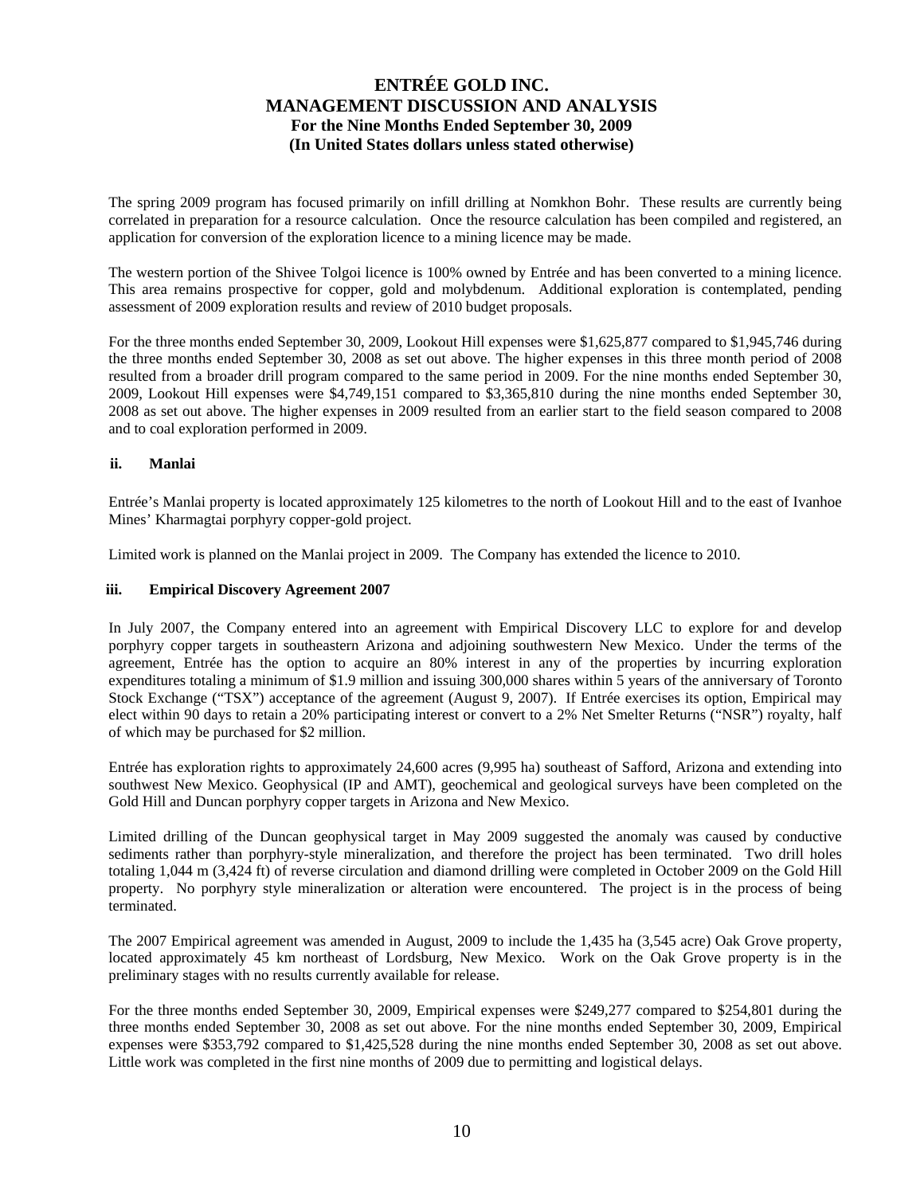The spring 2009 program has focused primarily on infill drilling at Nomkhon Bohr. These results are currently being correlated in preparation for a resource calculation. Once the resource calculation has been compiled and registered, an application for conversion of the exploration licence to a mining licence may be made.

The western portion of the Shivee Tolgoi licence is 100% owned by Entrée and has been converted to a mining licence. This area remains prospective for copper, gold and molybdenum. Additional exploration is contemplated, pending assessment of 2009 exploration results and review of 2010 budget proposals.

For the three months ended September 30, 2009, Lookout Hill expenses were $1,625,877 compared to $1,945,746 during the three months ended September 30, 2008 as set out above. The higher expenses in this three month period of 2008 resulted from a broader drill program compared to the same period in 2009. For the nine months ended September 30, 2009, Lookout Hill expenses were $4,749,151 compared to $3,365,810 during the nine months ended September 30, 2008 as set out above. The higher expenses in 2009 resulted from an earlier start to the field season compared to 2008 and to coal exploration performed in 2009.

### ii. Manlai

Entrée's Manlai property is located approximately 125 kilometres to the north of Lookout Hill and to the east of Ivanhoe Mines' Kharmagtai porphyry copper-gold project.

Limited work is planned on the Manlai project in 2009. The Company has extended the licence to 2010.

### iii. Empirical Discovery Agreement 2007

In July 2007, the Company entered into an agreement with Empirical Discovery LLC to explore for and develop porphyry copper targets in southeastern Arizona and adjoining southwestern New Mexico. Under the terms of the agreement, Entrée has the option to acquire an 80% interest in any of the properties by incurring exploration expenditures totaling a minimum of $1.9 million and issuing 300,000 shares within 5 years of the anniversary of Toronto Stock Exchange ("TSX") acceptance of the agreement (August 9, 2007). If Entrée exercises its option, Empirical may elect within 90 days to retain a 20% participating interest or convert to a 2% Net Smelter Returns ("NSR") royalty, half of which may be purchased for $2 million.

Entrée has exploration rights to approximately 24,600 acres (9,995 ha) southeast of Safford, Arizona and extending into southwest New Mexico. Geophysical (IP and AMT), geochemical and geological surveys have been completed on the Gold Hill and Duncan porphyry copper targets in Arizona and New Mexico.

Limited drilling of the Duncan geophysical target in May 2009 suggested the anomaly was caused by conductive sediments rather than porphyry-style mineralization, and therefore the project has been terminated. Two drill holes totaling 1,044 m (3,424 ft) of reverse circulation and diamond drilling were completed in October 2009 on the Gold Hill property. No porphyry style mineralization or alteration were encountered. The project is in the process of being terminated.

The 2007 Empirical agreement was amended in August, 2009 to include the 1,435 ha (3,545 acre) Oak Grove property, located approximately 45 km northeast of Lordsburg, New Mexico. Work on the Oak Grove property is in the preliminary stages with no results currently available for release.

For the three months ended September 30, 2009, Empirical expenses were $249,277 compared to $254,801 during the three months ended September 30, 2008 as set out above. For the nine months ended September 30, 2009, Empirical expenses were $353,792 compared to $1,425,528 during the nine months ended September 30, 2008 as set out above. Little work was completed in the first nine months of 2009 due to permitting and logistical delays.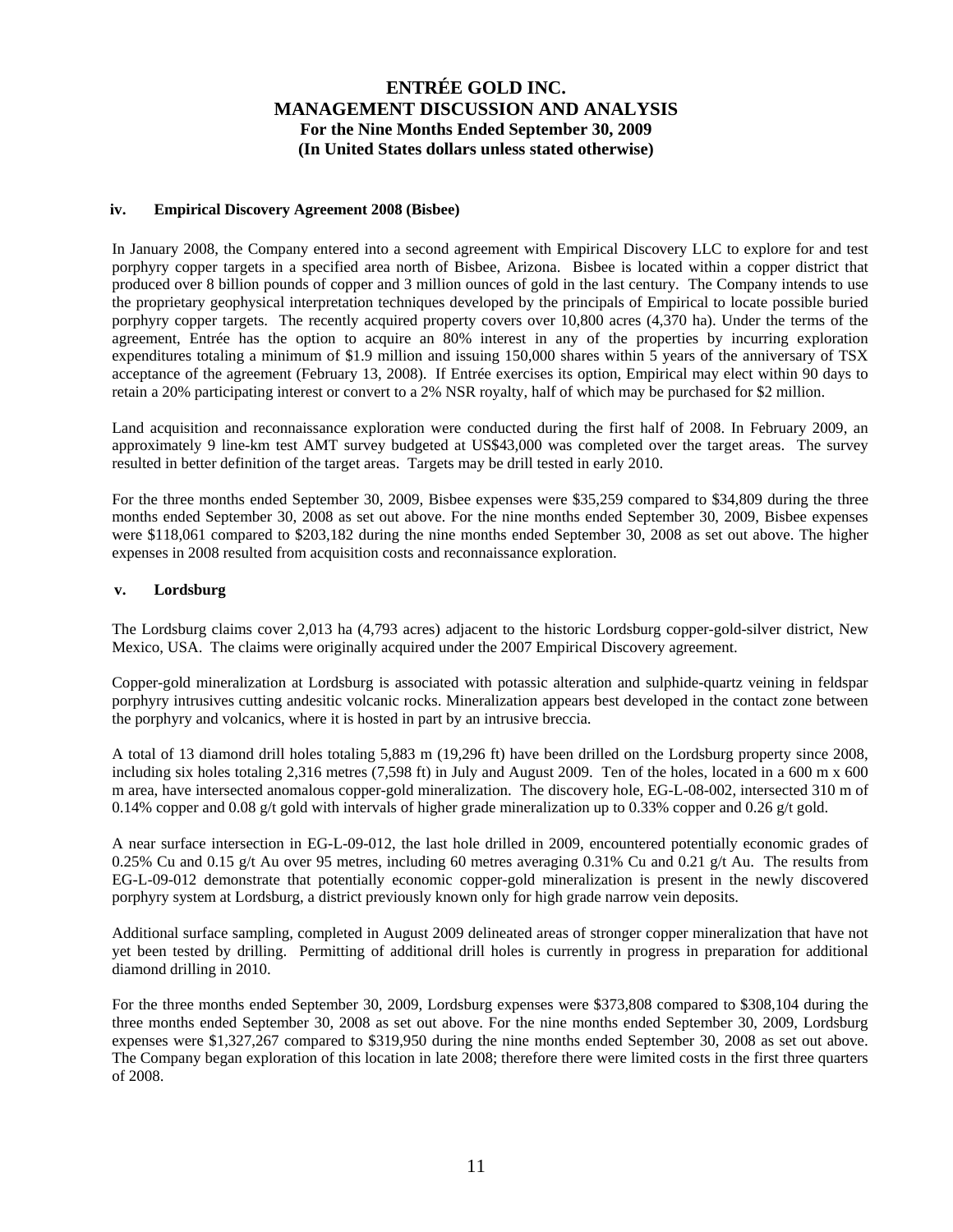#### iv. Empirical Discovery Agreement 2008 (Bisbee)

In January 2008, the Company entered into a second agreement with Empirical Discovery LLC to explore for and test porphyry copper targets in a specified area north of Bisbee, Arizona. Bisbee is located within a copper district that produced over 8 billion pounds of copper and 3 million ounces of gold in the last century. The Company intends to use the proprietary geophysical interpretation techniques developed by the principals of Empirical to locate possible buried porphyry copper targets. The recently acquired property covers over 10,800 acres (4,370 ha). Under the terms of the agreement, Entrée has the option to acquire an 80% interest in any of the properties by incurring exploration expenditures totaling a minimum of $1.9 million and issuing 150,000 shares within 5 years of the anniversary of TSX acceptance of the agreement (February 13, 2008). If Entrée exercises its option, Empirical may elect within 90 days to retain a 20% participating interest or convert to a 2% NSR royalty, half of which may be purchased for $2 million.

Land acquisition and reconnaissance exploration were conducted during the first half of 2008. In February 2009, an approximately 9 line-km test AMT survey budgeted at US$43,000 was completed over the target areas. The survey resulted in better definition of the target areas. Targets may be drill tested in early 2010.

For the three months ended September 30, 2009, Bisbee expenses were $35,259 compared to $34,809 during the three months ended September 30, 2008 as set out above. For the nine months ended September 30, 2009, Bisbee expenses were $118,061 compared to $203,182 during the nine months ended September 30, 2008 as set out above. The higher expenses in 2008 resulted from acquisition costs and reconnaissance exploration.

#### v. Lordsburg

The Lordsburg claims cover 2,013 ha (4,793 acres) adjacent to the historic Lordsburg copper-gold-silver district, New Mexico, USA. The claims were originally acquired under the 2007 Empirical Discovery agreement.

Copper-gold mineralization at Lordsburg is associated with potassic alteration and sulphide-quartz veining in feldspar porphyry intrusives cutting andesitic volcanic rocks. Mineralization appears best developed in the contact zone between the porphyry and volcanics, where it is hosted in part by an intrusive breccia.

A total of 13 diamond drill holes totaling 5,883 m (19,296 ft) have been drilled on the Lordsburg property since 2008, including six holes totaling 2,316 metres (7,598 ft) in July and August 2009. Ten of the holes, located in a 600 m x 600 m area, have intersected anomalous copper-gold mineralization. The discovery hole, EG-L-08-002, intersected 310 m of 0.14% copper and 0.08 g/t gold with intervals of higher grade mineralization up to 0.33% copper and 0.26 g/t gold.

A near surface intersection in EG-L-09-012, the last hole drilled in 2009, encountered potentially economic grades of 0.25% Cu and 0.15 g/t Au over 95 metres, including 60 metres averaging 0.31% Cu and 0.21 g/t Au. The results from EG-L-09-012 demonstrate that potentially economic copper-gold mineralization is present in the newly discovered porphyry system at Lordsburg, a district previously known only for high grade narrow vein deposits.

Additional surface sampling, completed in August 2009 delineated areas of stronger copper mineralization that have not yet been tested by drilling. Permitting of additional drill holes is currently in progress in preparation for additional diamond drilling in 2010.

For the three months ended September 30, 2009, Lordsburg expenses were $373,808 compared to $308,104 during the three months ended September 30, 2008 as set out above. For the nine months ended September 30, 2009, Lordsburg expenses were $1,327,267 compared to $319,950 during the nine months ended September 30, 2008 as set out above. The Company began exploration of this location in late 2008; therefore there were limited costs in the first three quarters of 2008.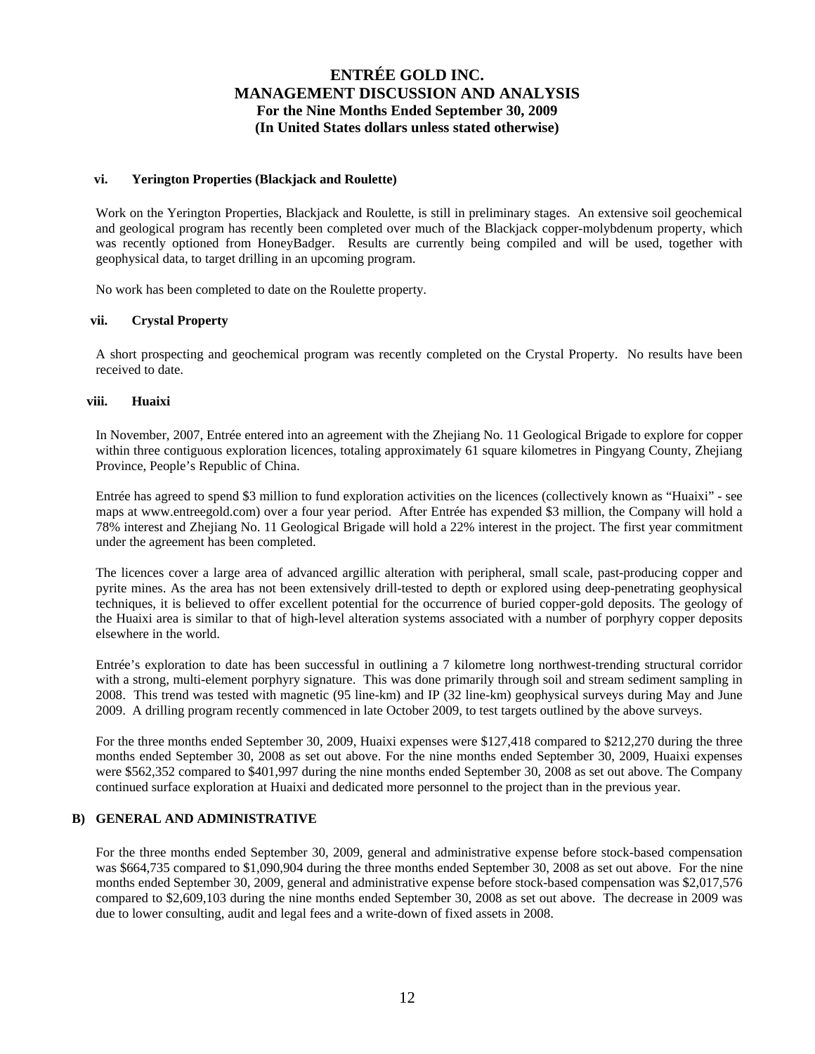#### vi. Yerington Properties (Blackjack and Roulette)

Work on the Yerington Properties, Blackjack and Roulette, is still in preliminary stages. An extensive soil geochemical and geological program has recently been completed over much of the Blackjack copper-molybdenum property, which was recently optioned from HoneyBadger. Results are currently being compiled and will be used, together with geophysical data, to target drilling in an upcoming program.

No work has been completed to date on the Roulette property.

#### vii. Crystal Property

A short prospecting and geochemical program was recently completed on the Crystal Property. No results have been received to date.

#### viii. Huaixi

In November, 2007, Entrée entered into an agreement with the Zhejiang No. 11 Geological Brigade to explore for copper within three contiguous exploration licences, totaling approximately 61 square kilometres in Pingyang County, Zhejiang Province, People's Republic of China.

Entrée has agreed to spend $3 million to fund exploration activities on the licences (collectively known as "Huaixi" - see maps at www.entreegold.com) over a four year period. After Entrée has expended $3 million, the Company will hold a 78% interest and Zhejiang No. 11 Geological Brigade will hold a 22% interest in the project. The first year commitment under the agreement has been completed.

The licences cover a large area of advanced argillic alteration with peripheral, small scale, past-producing copper and pyrite mines. As the area has not been extensively drill-tested to depth or explored using deep-penetrating geophysical techniques, it is believed to offer excellent potential for the occurrence of buried copper-gold deposits. The geology of the Huaixi area is similar to that of high-level alteration systems associated with a number of porphyry copper deposits elsewhere in the world.

Entrée's exploration to date has been successful in outlining a 7 kilometre long northwest-trending structural corridor with a strong, multi-element porphyry signature. This was done primarily through soil and stream sediment sampling in 2008. This trend was tested with magnetic (95 line-km) and IP (32 line-km) geophysical surveys during May and June 2009. A drilling program recently commenced in late October 2009, to test targets outlined by the above surveys.

For the three months ended September 30, 2009, Huaixi expenses were $127,418 compared to $212,270 during the three months ended September 30, 2008 as set out above. For the nine months ended September 30, 2009, Huaixi expenses were $562,352 compared to $401,997 during the nine months ended September 30, 2008 as set out above. The Company continued surface exploration at Huaixi and dedicated more personnel to the project than in the previous year.

### B) GENERAL AND ADMINISTRATIVE

For the three months ended September 30, 2009, general and administrative expense before stock-based compensation was $664,735 compared to $1,090,904 during the three months ended September 30, 2008 as set out above. For the nine months ended September 30, 2009, general and administrative expense before stock-based compensation was $2,017,576 compared to $2,609,103 during the nine months ended September 30, 2008 as set out above. The decrease in 2009 was due to lower consulting, audit and legal fees and a write-down of fixed assets in 2008.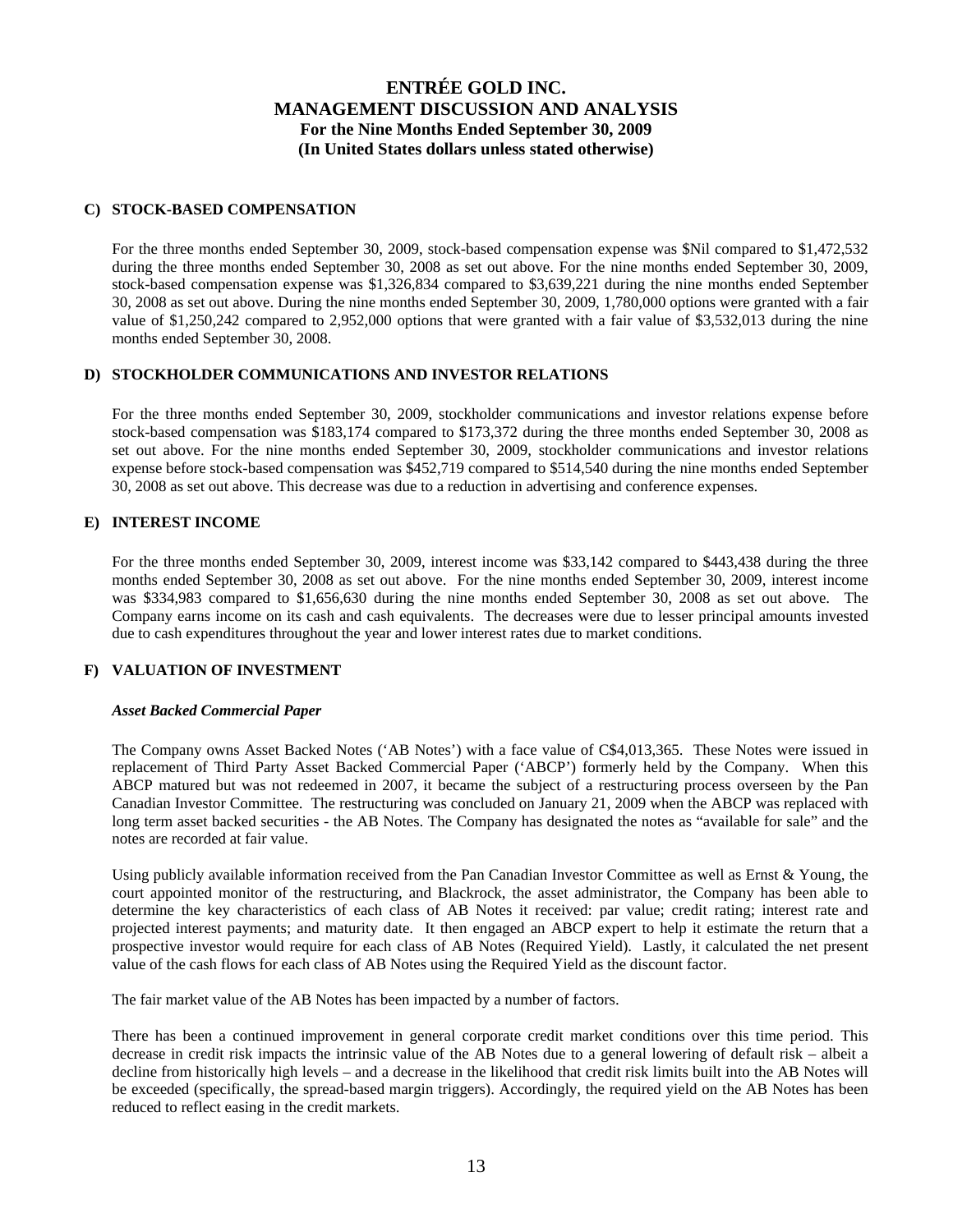## C) STOCK-BASED COMPENSATION

For the three months ended September 30, 2009, stock-based compensation expense was $Nil compared to $1,472,532 during the three months ended September 30, 2008 as set out above. For the nine months ended September 30, 2009, stock-based compensation expense was $1,326,834 compared to $3,639,221 during the nine months ended September 30, 2008 as set out above. During the nine months ended September 30, 2009, 1,780,000 options were granted with a fair value of $1,250,242 compared to 2,952,000 options that were granted with a fair value of $3,532,013 during the nine months ended September 30, 2008.

## D) STOCKHOLDER COMMUNICATIONS AND INVESTOR RELATIONS

For the three months ended September 30, 2009, stockholder communications and investor relations expense before stock-based compensation was $183,174 compared to $173,372 during the three months ended September 30, 2008 as set out above. For the nine months ended September 30, 2009, stockholder communications and investor relations expense before stock-based compensation was $452,719 compared to $514,540 during the nine months ended September 30, 2008 as set out above. This decrease was due to a reduction in advertising and conference expenses.

## E) INTEREST INCOME

For the three months ended September 30, 2009, interest income was $33,142 compared to $443,438 during the three months ended September 30, 2008 as set out above. For the nine months ended September 30, 2009, interest income was $334,983 compared to $1,656,630 during the nine months ended September 30, 2008 as set out above. The Company earns income on its cash and cash equivalents. The decreases were due to lesser principal amounts invested due to cash expenditures throughout the year and lower interest rates due to market conditions.

## F) VALUATION OF INVESTMENT

***Asset Backed Commercial Paper***

The Company owns Asset Backed Notes ('AB Notes') with a face value of C$4,013,365. These Notes were issued in replacement of Third Party Asset Backed Commercial Paper ('ABCP') formerly held by the Company. When this ABCP matured but was not redeemed in 2007, it became the subject of a restructuring process overseen by the Pan Canadian Investor Committee. The restructuring was concluded on January 21, 2009 when the ABCP was replaced with long term asset backed securities - the AB Notes. The Company has designated the notes as "available for sale" and the notes are recorded at fair value.

Using publicly available information received from the Pan Canadian Investor Committee as well as Ernst & Young, the court appointed monitor of the restructuring, and Blackrock, the asset administrator, the Company has been able to determine the key characteristics of each class of AB Notes it received: par value; credit rating; interest rate and projected interest payments; and maturity date. It then engaged an ABCP expert to help it estimate the return that a prospective investor would require for each class of AB Notes (Required Yield). Lastly, it calculated the net present value of the cash flows for each class of AB Notes using the Required Yield as the discount factor.

The fair market value of the AB Notes has been impacted by a number of factors.

There has been a continued improvement in general corporate credit market conditions over this time period. This decrease in credit risk impacts the intrinsic value of the AB Notes due to a general lowering of default risk – albeit a decline from historically high levels – and a decrease in the likelihood that credit risk limits built into the AB Notes will be exceeded (specifically, the spread-based margin triggers). Accordingly, the required yield on the AB Notes has been reduced to reflect easing in the credit markets.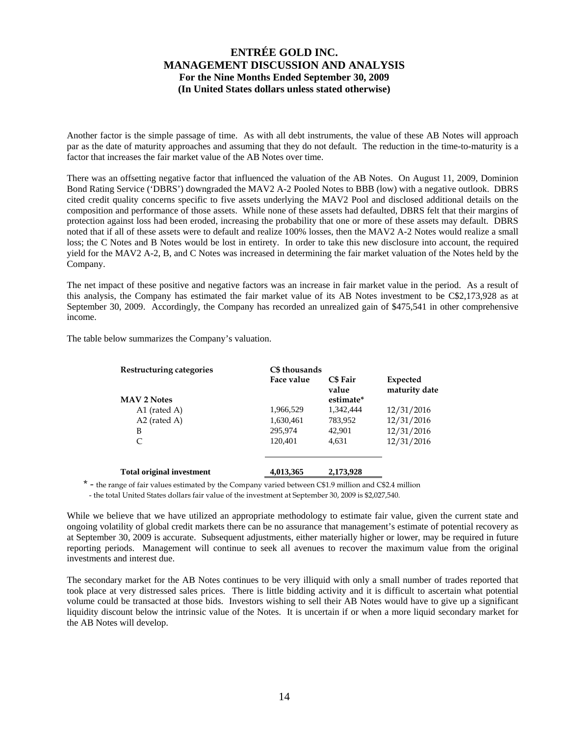Another factor is the simple passage of time. As with all debt instruments, the value of these AB Notes will approach par as the date of maturity approaches and assuming that they do not default. The reduction in the time-to-maturity is a factor that increases the fair market value of the AB Notes over time.

There was an offsetting negative factor that influenced the valuation of the AB Notes. On August 11, 2009, Dominion Bond Rating Service ('DBRS') downgraded the MAV2 A-2 Pooled Notes to BBB (low) with a negative outlook. DBRS cited credit quality concerns specific to five assets underlying the MAV2 Pool and disclosed additional details on the composition and performance of those assets. While none of these assets had defaulted, DBRS felt that their margins of protection against loss had been eroded, increasing the probability that one or more of these assets may default. DBRS noted that if all of these assets were to default and realize 100% losses, then the MAV2 A-2 Notes would realize a small loss; the C Notes and B Notes would be lost in entirety. In order to take this new disclosure into account, the required yield for the MAV2 A-2, B, and C Notes was increased in determining the fair market valuation of the Notes held by the Company.

The net impact of these positive and negative factors was an increase in fair market value in the period. As a result of this analysis, the Company has estimated the fair market value of its AB Notes investment to be C$2,173,928 as at September 30, 2009. Accordingly, the Company has recorded an unrealized gain of $475,541 in other comprehensive income.

The table below summarizes the Company's valuation.

| Restructuring categories | C$ thousands | | |
|---|---|---|---|
| | Face value | C$ Fair value estimate* | Expected maturity date |
| **MAV 2 Notes** | | | |
| A1 (rated A) | 1,966,529 | 1,342,444 | 12/31/2016 |
| A2 (rated A) | 1,630,461 | 783,952 | 12/31/2016 |
| B | 295,974 | 42,901 | 12/31/2016 |
| C | 120,401 | 4,631 | 12/31/2016 |
| **Total original investment** | **4,013,365** | **2,173,928** | |

\* - the range of fair values estimated by the Company varied between C$1.9 million and C$2.4 million
- the total United States dollars fair value of the investment at September 30, 2009 is $2,027,540.

While we believe that we have utilized an appropriate methodology to estimate fair value, given the current state and ongoing volatility of global credit markets there can be no assurance that management's estimate of potential recovery as at September 30, 2009 is accurate. Subsequent adjustments, either materially higher or lower, may be required in future reporting periods. Management will continue to seek all avenues to recover the maximum value from the original investments and interest due.

The secondary market for the AB Notes continues to be very illiquid with only a small number of trades reported that took place at very distressed sales prices. There is little bidding activity and it is difficult to ascertain what potential volume could be transacted at those bids. Investors wishing to sell their AB Notes would have to give up a significant liquidity discount below the intrinsic value of the Notes. It is uncertain if or when a more liquid secondary market for the AB Notes will develop.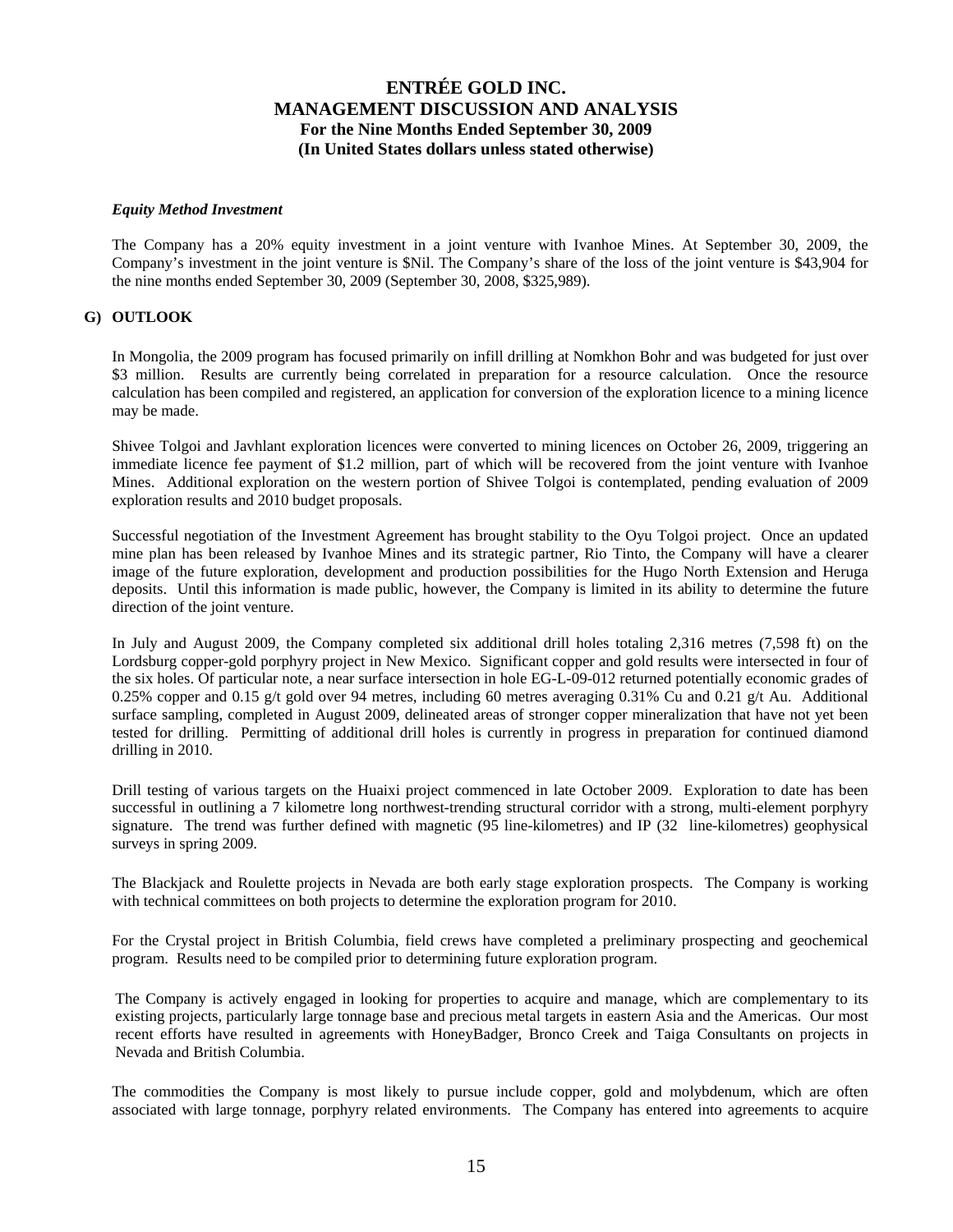### *Equity Method Investment*

The Company has a 20% equity investment in a joint venture with Ivanhoe Mines. At September 30, 2009, the Company's investment in the joint venture is $Nil. The Company's share of the loss of the joint venture is $43,904 for the nine months ended September 30, 2009 (September 30, 2008, $325,989).

## G) OUTLOOK

In Mongolia, the 2009 program has focused primarily on infill drilling at Nomkhon Bohr and was budgeted for just over $3 million. Results are currently being correlated in preparation for a resource calculation. Once the resource calculation has been compiled and registered, an application for conversion of the exploration licence to a mining licence may be made.

Shivee Tolgoi and Javhlant exploration licences were converted to mining licences on October 26, 2009, triggering an immediate licence fee payment of $1.2 million, part of which will be recovered from the joint venture with Ivanhoe Mines. Additional exploration on the western portion of Shivee Tolgoi is contemplated, pending evaluation of 2009 exploration results and 2010 budget proposals.

Successful negotiation of the Investment Agreement has brought stability to the Oyu Tolgoi project. Once an updated mine plan has been released by Ivanhoe Mines and its strategic partner, Rio Tinto, the Company will have a clearer image of the future exploration, development and production possibilities for the Hugo North Extension and Heruga deposits. Until this information is made public, however, the Company is limited in its ability to determine the future direction of the joint venture.

In July and August 2009, the Company completed six additional drill holes totaling 2,316 metres (7,598 ft) on the Lordsburg copper-gold porphyry project in New Mexico. Significant copper and gold results were intersected in four of the six holes. Of particular note, a near surface intersection in hole EG-L-09-012 returned potentially economic grades of 0.25% copper and 0.15 g/t gold over 94 metres, including 60 metres averaging 0.31% Cu and 0.21 g/t Au. Additional surface sampling, completed in August 2009, delineated areas of stronger copper mineralization that have not yet been tested for drilling. Permitting of additional drill holes is currently in progress in preparation for continued diamond drilling in 2010.

Drill testing of various targets on the Huaixi project commenced in late October 2009. Exploration to date has been successful in outlining a 7 kilometre long northwest-trending structural corridor with a strong, multi-element porphyry signature. The trend was further defined with magnetic (95 line-kilometres) and IP (32 line-kilometres) geophysical surveys in spring 2009.

The Blackjack and Roulette projects in Nevada are both early stage exploration prospects. The Company is working with technical committees on both projects to determine the exploration program for 2010.

For the Crystal project in British Columbia, field crews have completed a preliminary prospecting and geochemical program. Results need to be compiled prior to determining future exploration program.

The Company is actively engaged in looking for properties to acquire and manage, which are complementary to its existing projects, particularly large tonnage base and precious metal targets in eastern Asia and the Americas. Our most recent efforts have resulted in agreements with HoneyBadger, Bronco Creek and Taiga Consultants on projects in Nevada and British Columbia.

The commodities the Company is most likely to pursue include copper, gold and molybdenum, which are often associated with large tonnage, porphyry related environments. The Company has entered into agreements to acquire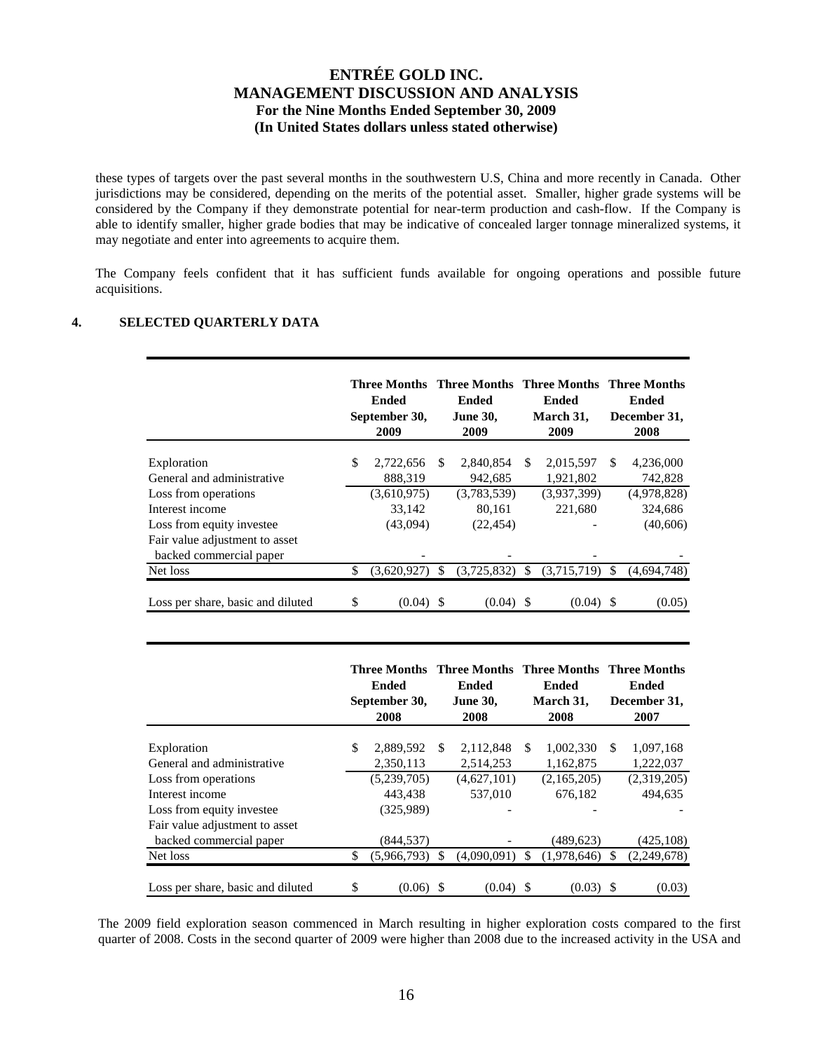these types of targets over the past several months in the southwestern U.S, China and more recently in Canada. Other jurisdictions may be considered, depending on the merits of the potential asset. Smaller, higher grade systems will be considered by the Company if they demonstrate potential for near-term production and cash-flow. If the Company is able to identify smaller, higher grade bodies that may be indicative of concealed larger tonnage mineralized systems, it may negotiate and enter into agreements to acquire them.

The Company feels confident that it has sufficient funds available for ongoing operations and possible future acquisitions.

## 4. SELECTED QUARTERLY DATA

| | Three Months Ended September 30, 2009 | Three Months Ended June 30, 2009 | Three Months Ended March 31, 2009 | Three Months Ended December 31, 2008 |
|---|---|---|---|---|
| Exploration | $ 2,722,656 | $ 2,840,854 | $ 2,015,597 | $ 4,236,000 |
| General and administrative | 888,319 | 942,685 | 1,921,802 | 742,828 |
| Loss from operations | (3,610,975) | (3,783,539) | (3,937,399) | (4,978,828) |
| Interest income | 33,142 | 80,161 | 221,680 | 324,686 |
| Loss from equity investee | (43,094) | (22,454) | - | (40,606) |
| Fair value adjustment to asset backed commercial paper | - | - | - | - |
| Net loss | $ (3,620,927) | $ (3,725,832) | $ (3,715,719) | $ (4,694,748) |
| Loss per share, basic and diluted | $ (0.04) | $ (0.04) | $ (0.04) | $ (0.05) |

| | Three Months Ended September 30, 2008 | Three Months Ended June 30, 2008 | Three Months Ended March 31, 2008 | Three Months Ended December 31, 2007 |
|---|---|---|---|---|
| Exploration | $ 2,889,592 | $ 2,112,848 | $ 1,002,330 | $ 1,097,168 |
| General and administrative | 2,350,113 | 2,514,253 | 1,162,875 | 1,222,037 |
| Loss from operations | (5,239,705) | (4,627,101) | (2,165,205) | (2,319,205) |
| Interest income | 443,438 | 537,010 | 676,182 | 494,635 |
| Loss from equity investee | (325,989) | - | - | - |
| Fair value adjustment to asset backed commercial paper | (844,537) | - | (489,623) | (425,108) |
| Net loss | $ (5,966,793) | $ (4,090,091) | $ (1,978,646) | $ (2,249,678) |
| Loss per share, basic and diluted | $ (0.06) | $ (0.04) | $ (0.03) | $ (0.03) |

The 2009 field exploration season commenced in March resulting in higher exploration costs compared to the first quarter of 2008. Costs in the second quarter of 2009 were higher than 2008 due to the increased activity in the USA and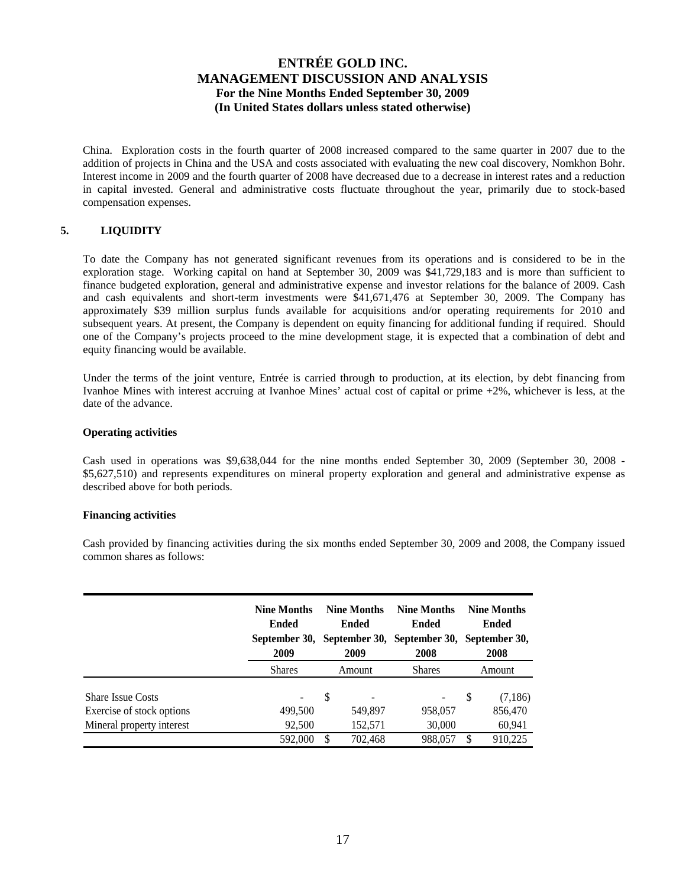China. Exploration costs in the fourth quarter of 2008 increased compared to the same quarter in 2007 due to the addition of projects in China and the USA and costs associated with evaluating the new coal discovery, Nomkhon Bohr. Interest income in 2009 and the fourth quarter of 2008 have decreased due to a decrease in interest rates and a reduction in capital invested. General and administrative costs fluctuate throughout the year, primarily due to stock-based compensation expenses.

## 5. LIQUIDITY

To date the Company has not generated significant revenues from its operations and is considered to be in the exploration stage. Working capital on hand at September 30, 2009 was $41,729,183 and is more than sufficient to finance budgeted exploration, general and administrative expense and investor relations for the balance of 2009. Cash and cash equivalents and short-term investments were $41,671,476 at September 30, 2009. The Company has approximately $39 million surplus funds available for acquisitions and/or operating requirements for 2010 and subsequent years. At present, the Company is dependent on equity financing for additional funding if required. Should one of the Company's projects proceed to the mine development stage, it is expected that a combination of debt and equity financing would be available.

Under the terms of the joint venture, Entrée is carried through to production, at its election, by debt financing from Ivanhoe Mines with interest accruing at Ivanhoe Mines' actual cost of capital or prime +2%, whichever is less, at the date of the advance.

**Operating activities**

Cash used in operations was $9,638,044 for the nine months ended September 30, 2009 (September 30, 2008 - $5,627,510) and represents expenditures on mineral property exploration and general and administrative expense as described above for both periods.

**Financing activities**

Cash provided by financing activities during the six months ended September 30, 2009 and 2008, the Company issued common shares as follows:

| | Nine Months Ended September 30, 2009 | Nine Months Ended September 30, 2009 | Nine Months Ended September 30, 2008 | Nine Months Ended September 30, 2008 |
|---|---|---|---|---|
| | Shares | Amount | Shares | Amount |
| Share Issue Costs | - | $ - | - | $ (7,186) |
| Exercise of stock options | 499,500 | 549,897 | 958,057 | 856,470 |
| Mineral property interest | 92,500 | 152,571 | 30,000 | 60,941 |
| | 592,000 | $ 702,468 | 988,057 | $ 910,225 |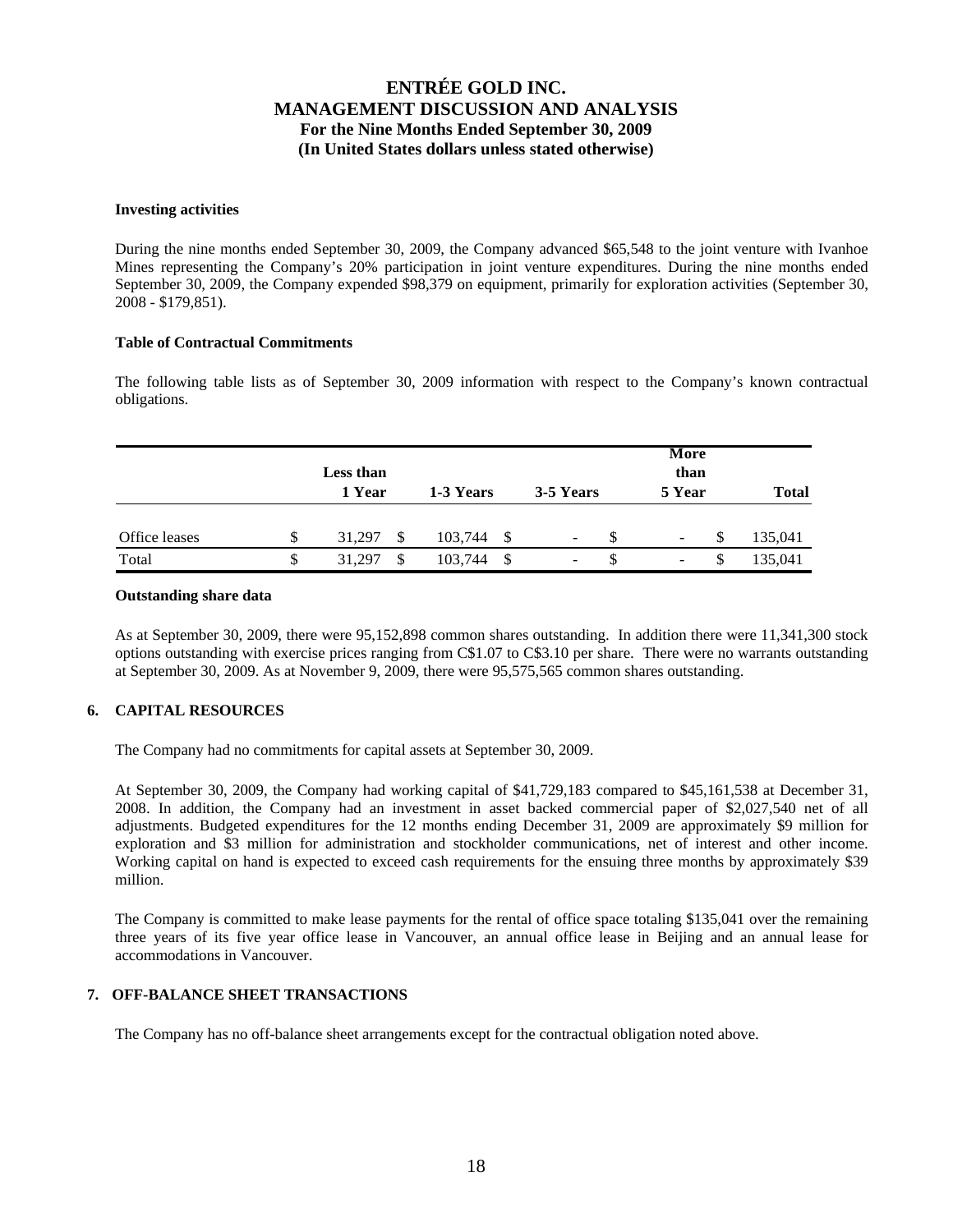#### Investing activities

During the nine months ended September 30, 2009, the Company advanced $65,548 to the joint venture with Ivanhoe Mines representing the Company's 20% participation in joint venture expenditures. During the nine months ended September 30, 2009, the Company expended $98,379 on equipment, primarily for exploration activities (September 30, 2008 - $179,851).

#### Table of Contractual Commitments

The following table lists as of September 30, 2009 information with respect to the Company's known contractual obligations.

| | Less than 1 Year | 1-3 Years | 3-5 Years | More than 5 Year | Total |
|---|---|---|---|---|---|
| Office leases | $ 31,297 | $ 103,744 | $ - | $ - | $ 135,041 |
| Total | $ 31,297 | $ 103,744 | $ - | $ - | $ 135,041 |

#### Outstanding share data

As at September 30, 2009, there were 95,152,898 common shares outstanding. In addition there were 11,341,300 stock options outstanding with exercise prices ranging from C$1.07 to C$3.10 per share. There were no warrants outstanding at September 30, 2009. As at November 9, 2009, there were 95,575,565 common shares outstanding.

## 6. CAPITAL RESOURCES

The Company had no commitments for capital assets at September 30, 2009.

At September 30, 2009, the Company had working capital of $41,729,183 compared to $45,161,538 at December 31, 2008. In addition, the Company had an investment in asset backed commercial paper of $2,027,540 net of all adjustments. Budgeted expenditures for the 12 months ending December 31, 2009 are approximately $9 million for exploration and $3 million for administration and stockholder communications, net of interest and other income. Working capital on hand is expected to exceed cash requirements for the ensuing three months by approximately $39 million.

The Company is committed to make lease payments for the rental of office space totaling $135,041 over the remaining three years of its five year office lease in Vancouver, an annual office lease in Beijing and an annual lease for accommodations in Vancouver.

## 7. OFF-BALANCE SHEET TRANSACTIONS

The Company has no off-balance sheet arrangements except for the contractual obligation noted above.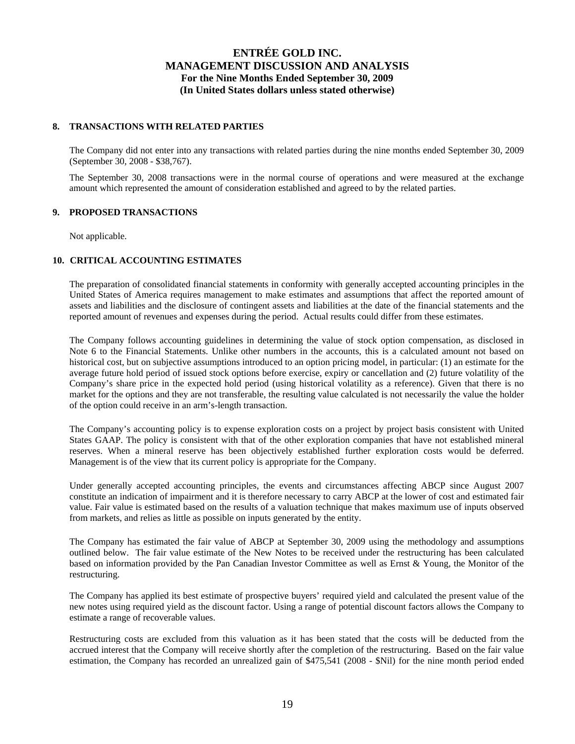## 8. TRANSACTIONS WITH RELATED PARTIES

The Company did not enter into any transactions with related parties during the nine months ended September 30, 2009 (September 30, 2008 - $38,767).

The September 30, 2008 transactions were in the normal course of operations and were measured at the exchange amount which represented the amount of consideration established and agreed to by the related parties.

## 9. PROPOSED TRANSACTIONS

Not applicable.

## 10. CRITICAL ACCOUNTING ESTIMATES

The preparation of consolidated financial statements in conformity with generally accepted accounting principles in the United States of America requires management to make estimates and assumptions that affect the reported amount of assets and liabilities and the disclosure of contingent assets and liabilities at the date of the financial statements and the reported amount of revenues and expenses during the period. Actual results could differ from these estimates.

The Company follows accounting guidelines in determining the value of stock option compensation, as disclosed in Note 6 to the Financial Statements. Unlike other numbers in the accounts, this is a calculated amount not based on historical cost, but on subjective assumptions introduced to an option pricing model, in particular: (1) an estimate for the average future hold period of issued stock options before exercise, expiry or cancellation and (2) future volatility of the Company's share price in the expected hold period (using historical volatility as a reference). Given that there is no market for the options and they are not transferable, the resulting value calculated is not necessarily the value the holder of the option could receive in an arm's-length transaction.

The Company's accounting policy is to expense exploration costs on a project by project basis consistent with United States GAAP. The policy is consistent with that of the other exploration companies that have not established mineral reserves. When a mineral reserve has been objectively established further exploration costs would be deferred. Management is of the view that its current policy is appropriate for the Company.

Under generally accepted accounting principles, the events and circumstances affecting ABCP since August 2007 constitute an indication of impairment and it is therefore necessary to carry ABCP at the lower of cost and estimated fair value. Fair value is estimated based on the results of a valuation technique that makes maximum use of inputs observed from markets, and relies as little as possible on inputs generated by the entity.

The Company has estimated the fair value of ABCP at September 30, 2009 using the methodology and assumptions outlined below. The fair value estimate of the New Notes to be received under the restructuring has been calculated based on information provided by the Pan Canadian Investor Committee as well as Ernst & Young, the Monitor of the restructuring.

The Company has applied its best estimate of prospective buyers' required yield and calculated the present value of the new notes using required yield as the discount factor. Using a range of potential discount factors allows the Company to estimate a range of recoverable values.

Restructuring costs are excluded from this valuation as it has been stated that the costs will be deducted from the accrued interest that the Company will receive shortly after the completion of the restructuring. Based on the fair value estimation, the Company has recorded an unrealized gain of $475,541 (2008 - $Nil) for the nine month period ended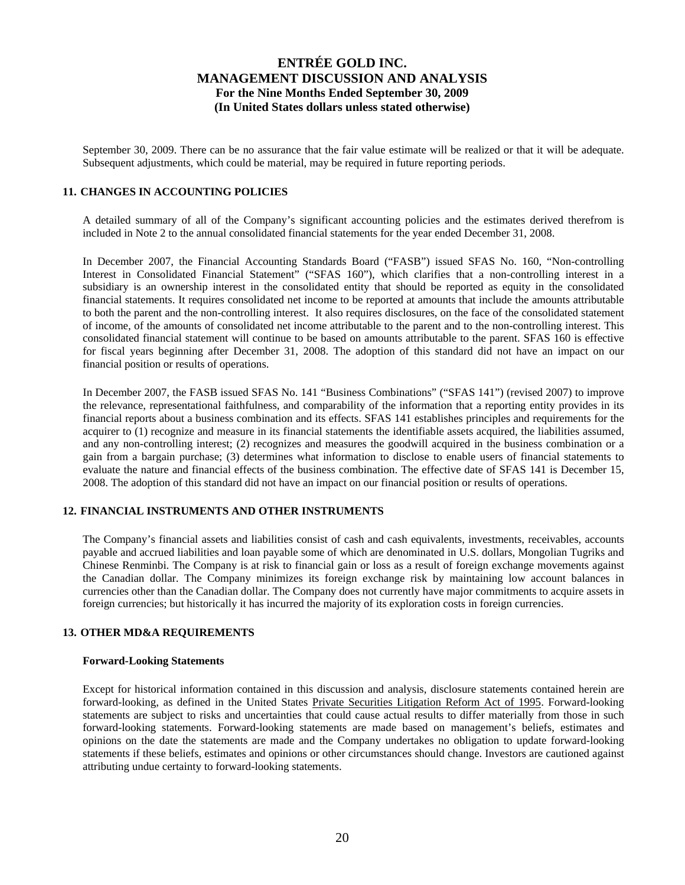September 30, 2009. There can be no assurance that the fair value estimate will be realized or that it will be adequate. Subsequent adjustments, which could be material, may be required in future reporting periods.

## 11. CHANGES IN ACCOUNTING POLICIES

A detailed summary of all of the Company's significant accounting policies and the estimates derived therefrom is included in Note 2 to the annual consolidated financial statements for the year ended December 31, 2008.

In December 2007, the Financial Accounting Standards Board ("FASB") issued SFAS No. 160, "Non-controlling Interest in Consolidated Financial Statement" ("SFAS 160"), which clarifies that a non-controlling interest in a subsidiary is an ownership interest in the consolidated entity that should be reported as equity in the consolidated financial statements. It requires consolidated net income to be reported at amounts that include the amounts attributable to both the parent and the non-controlling interest. It also requires disclosures, on the face of the consolidated statement of income, of the amounts of consolidated net income attributable to the parent and to the non-controlling interest. This consolidated financial statement will continue to be based on amounts attributable to the parent. SFAS 160 is effective for fiscal years beginning after December 31, 2008. The adoption of this standard did not have an impact on our financial position or results of operations.

In December 2007, the FASB issued SFAS No. 141 "Business Combinations" ("SFAS 141") (revised 2007) to improve the relevance, representational faithfulness, and comparability of the information that a reporting entity provides in its financial reports about a business combination and its effects. SFAS 141 establishes principles and requirements for the acquirer to (1) recognize and measure in its financial statements the identifiable assets acquired, the liabilities assumed, and any non-controlling interest; (2) recognizes and measures the goodwill acquired in the business combination or a gain from a bargain purchase; (3) determines what information to disclose to enable users of financial statements to evaluate the nature and financial effects of the business combination. The effective date of SFAS 141 is December 15, 2008. The adoption of this standard did not have an impact on our financial position or results of operations.

## 12. FINANCIAL INSTRUMENTS AND OTHER INSTRUMENTS

The Company's financial assets and liabilities consist of cash and cash equivalents, investments, receivables, accounts payable and accrued liabilities and loan payable some of which are denominated in U.S. dollars, Mongolian Tugriks and Chinese Renminbi. The Company is at risk to financial gain or loss as a result of foreign exchange movements against the Canadian dollar. The Company minimizes its foreign exchange risk by maintaining low account balances in currencies other than the Canadian dollar. The Company does not currently have major commitments to acquire assets in foreign currencies; but historically it has incurred the majority of its exploration costs in foreign currencies.

## 13. OTHER MD&A REQUIREMENTS

### Forward-Looking Statements

Except for historical information contained in this discussion and analysis, disclosure statements contained herein are forward-looking, as defined in the United States Private Securities Litigation Reform Act of 1995. Forward-looking statements are subject to risks and uncertainties that could cause actual results to differ materially from those in such forward-looking statements. Forward-looking statements are made based on management's beliefs, estimates and opinions on the date the statements are made and the Company undertakes no obligation to update forward-looking statements if these beliefs, estimates and opinions or other circumstances should change. Investors are cautioned against attributing undue certainty to forward-looking statements.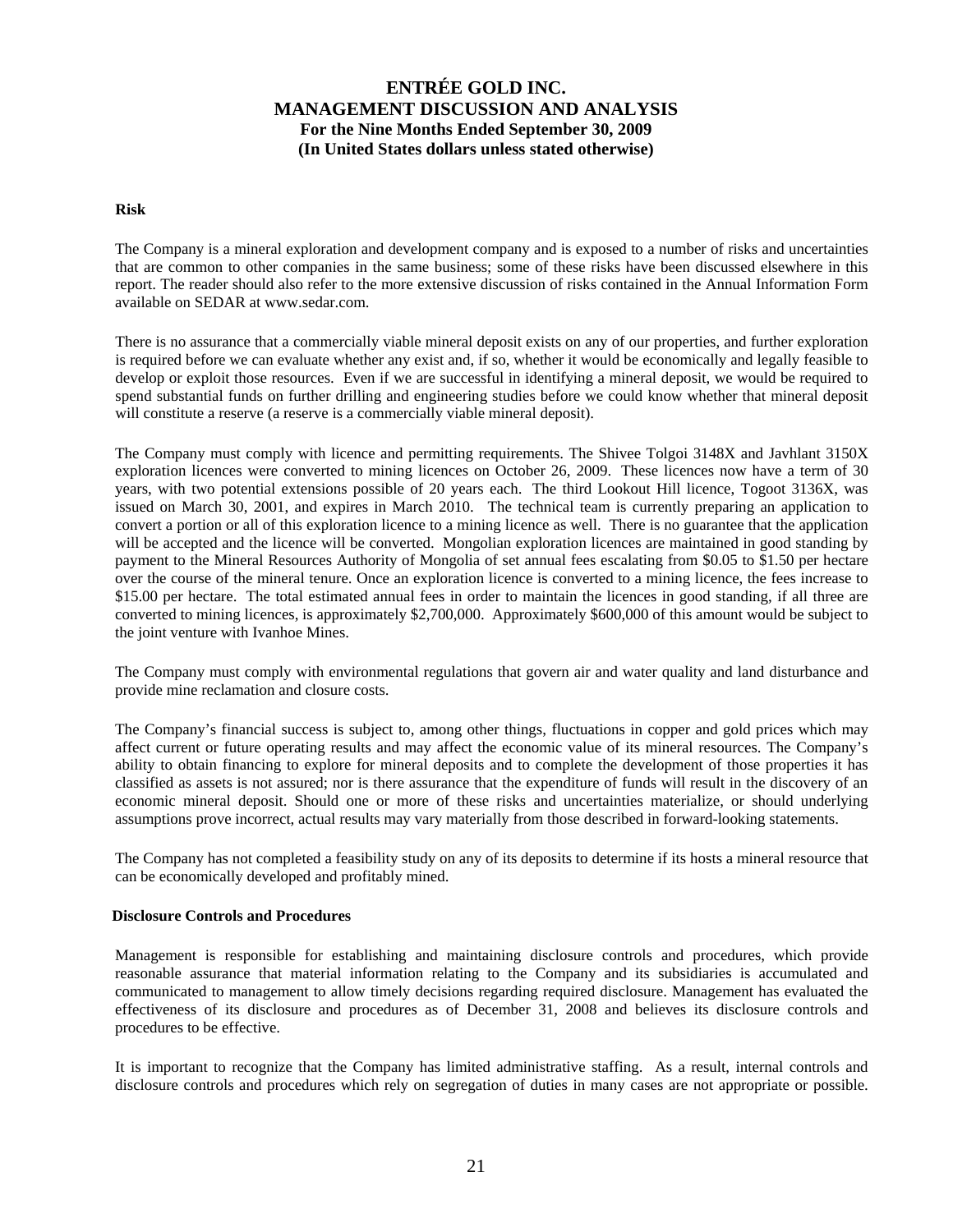### Risk

The Company is a mineral exploration and development company and is exposed to a number of risks and uncertainties that are common to other companies in the same business; some of these risks have been discussed elsewhere in this report. The reader should also refer to the more extensive discussion of risks contained in the Annual Information Form available on SEDAR at www.sedar.com.

There is no assurance that a commercially viable mineral deposit exists on any of our properties, and further exploration is required before we can evaluate whether any exist and, if so, whether it would be economically and legally feasible to develop or exploit those resources. Even if we are successful in identifying a mineral deposit, we would be required to spend substantial funds on further drilling and engineering studies before we could know whether that mineral deposit will constitute a reserve (a reserve is a commercially viable mineral deposit).

The Company must comply with licence and permitting requirements. The Shivee Tolgoi 3148X and Javhlant 3150X exploration licences were converted to mining licences on October 26, 2009. These licences now have a term of 30 years, with two potential extensions possible of 20 years each. The third Lookout Hill licence, Togoot 3136X, was issued on March 30, 2001, and expires in March 2010. The technical team is currently preparing an application to convert a portion or all of this exploration licence to a mining licence as well. There is no guarantee that the application will be accepted and the licence will be converted. Mongolian exploration licences are maintained in good standing by payment to the Mineral Resources Authority of Mongolia of set annual fees escalating from $0.05 to $1.50 per hectare over the course of the mineral tenure. Once an exploration licence is converted to a mining licence, the fees increase to $15.00 per hectare. The total estimated annual fees in order to maintain the licences in good standing, if all three are converted to mining licences, is approximately $2,700,000. Approximately $600,000 of this amount would be subject to the joint venture with Ivanhoe Mines.

The Company must comply with environmental regulations that govern air and water quality and land disturbance and provide mine reclamation and closure costs.

The Company's financial success is subject to, among other things, fluctuations in copper and gold prices which may affect current or future operating results and may affect the economic value of its mineral resources. The Company's ability to obtain financing to explore for mineral deposits and to complete the development of those properties it has classified as assets is not assured; nor is there assurance that the expenditure of funds will result in the discovery of an economic mineral deposit. Should one or more of these risks and uncertainties materialize, or should underlying assumptions prove incorrect, actual results may vary materially from those described in forward-looking statements.

The Company has not completed a feasibility study on any of its deposits to determine if its hosts a mineral resource that can be economically developed and profitably mined.

### Disclosure Controls and Procedures

Management is responsible for establishing and maintaining disclosure controls and procedures, which provide reasonable assurance that material information relating to the Company and its subsidiaries is accumulated and communicated to management to allow timely decisions regarding required disclosure. Management has evaluated the effectiveness of its disclosure and procedures as of December 31, 2008 and believes its disclosure controls and procedures to be effective.

It is important to recognize that the Company has limited administrative staffing. As a result, internal controls and disclosure controls and procedures which rely on segregation of duties in many cases are not appropriate or possible.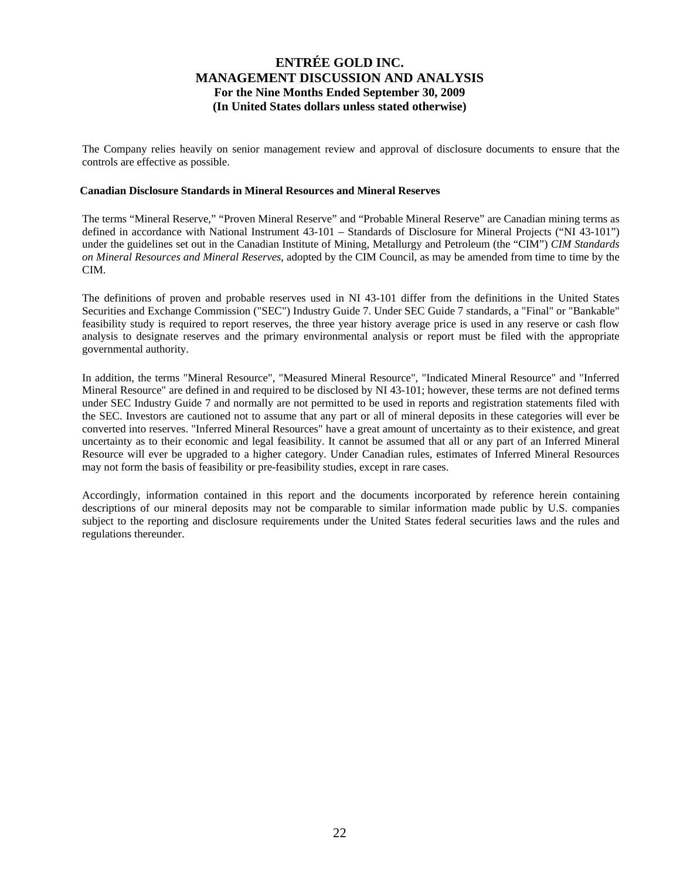The Company relies heavily on senior management review and approval of disclosure documents to ensure that the controls are effective as possible.

### Canadian Disclosure Standards in Mineral Resources and Mineral Reserves

The terms "Mineral Reserve," "Proven Mineral Reserve" and "Probable Mineral Reserve" are Canadian mining terms as defined in accordance with National Instrument 43-101 – Standards of Disclosure for Mineral Projects ("NI 43-101") under the guidelines set out in the Canadian Institute of Mining, Metallurgy and Petroleum (the "CIM") *CIM Standards on Mineral Resources and Mineral Reserves*, adopted by the CIM Council, as may be amended from time to time by the CIM.

The definitions of proven and probable reserves used in NI 43-101 differ from the definitions in the United States Securities and Exchange Commission ("SEC") Industry Guide 7. Under SEC Guide 7 standards, a "Final" or "Bankable" feasibility study is required to report reserves, the three year history average price is used in any reserve or cash flow analysis to designate reserves and the primary environmental analysis or report must be filed with the appropriate governmental authority.

In addition, the terms "Mineral Resource", "Measured Mineral Resource", "Indicated Mineral Resource" and "Inferred Mineral Resource" are defined in and required to be disclosed by NI 43-101; however, these terms are not defined terms under SEC Industry Guide 7 and normally are not permitted to be used in reports and registration statements filed with the SEC. Investors are cautioned not to assume that any part or all of mineral deposits in these categories will ever be converted into reserves. "Inferred Mineral Resources" have a great amount of uncertainty as to their existence, and great uncertainty as to their economic and legal feasibility. It cannot be assumed that all or any part of an Inferred Mineral Resource will ever be upgraded to a higher category. Under Canadian rules, estimates of Inferred Mineral Resources may not form the basis of feasibility or pre-feasibility studies, except in rare cases.

Accordingly, information contained in this report and the documents incorporated by reference herein containing descriptions of our mineral deposits may not be comparable to similar information made public by U.S. companies subject to the reporting and disclosure requirements under the United States federal securities laws and the rules and regulations thereunder.